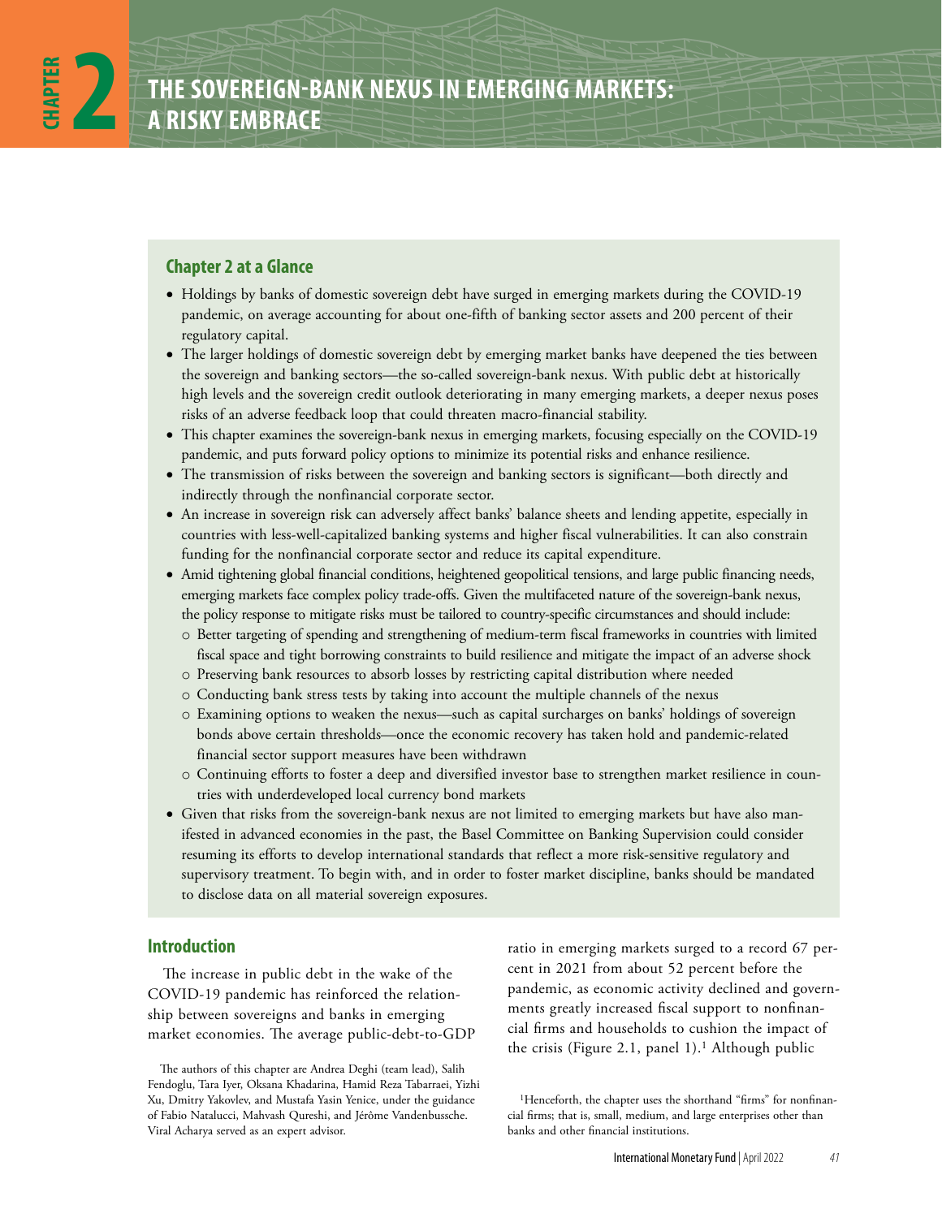# CHAPTER 2 THE SOVEREIGN-BANK NEXUS IN EMERGING MARKETS: A RISKY EMBRACE

## Chapter 2 at a Glance

- Holdings by banks of domestic sovereign debt have surged in emerging markets during the COVID-19 pandemic, on average accounting for about one-fifth of banking sector assets and 200 percent of their regulatory capital.
- The larger holdings of domestic sovereign debt by emerging market banks have deepened the ties between the sovereign and banking sectors—the so-called sovereign-bank nexus. With public debt at historically high levels and the sovereign credit outlook deteriorating in many emerging markets, a deeper nexus poses risks of an adverse feedback loop that could threaten macro-financial stability.
- This chapter examines the sovereign-bank nexus in emerging markets, focusing especially on the COVID-19 pandemic, and puts forward policy options to minimize its potential risks and enhance resilience.
- The transmission of risks between the sovereign and banking sectors is significant—both directly and indirectly through the nonfinancial corporate sector.
- An increase in sovereign risk can adversely affect banks' balance sheets and lending appetite, especially in countries with less-well-capitalized banking systems and higher fiscal vulnerabilities. It can also constrain funding for the nonfinancial corporate sector and reduce its capital expenditure.
- Amid tightening global financial conditions, heightened geopolitical tensions, and large public financing needs, emerging markets face complex policy trade-offs. Given the multifaceted nature of the sovereign-bank nexus, the policy response to mitigate risks must be tailored to country-specific circumstances and should include:
  - Better targeting of spending and strengthening of medium-term fiscal frameworks in countries with limited fiscal space and tight borrowing constraints to build resilience and mitigate the impact of an adverse shock
  - Preserving bank resources to absorb losses by restricting capital distribution where needed
  - Conducting bank stress tests by taking into account the multiple channels of the nexus
  - Examining options to weaken the nexus—such as capital surcharges on banks' holdings of sovereign bonds above certain thresholds—once the economic recovery has taken hold and pandemic-related financial sector support measures have been withdrawn
  - Continuing efforts to foster a deep and diversified investor base to strengthen market resilience in countries with underdeveloped local currency bond markets
- Given that risks from the sovereign-bank nexus are not limited to emerging markets but have also manifested in advanced economies in the past, the Basel Committee on Banking Supervision could consider resuming its efforts to develop international standards that reflect a more risk-sensitive regulatory and supervisory treatment. To begin with, and in order to foster market discipline, banks should be mandated to disclose data on all material sovereign exposures.

## Introduction

The increase in public debt in the wake of the COVID-19 pandemic has reinforced the relationship between sovereigns and banks in emerging market economies. The average public-debt-to-GDP ratio in emerging markets surged to a record 67 percent in 2021 from about 52 percent before the pandemic, as economic activity declined and governments greatly increased fiscal support to nonfinancial firms and households to cushion the impact of the crisis (Figure 2.1, panel 1).[1] Although public

The authors of this chapter are Andrea Deghi (team lead), Salih Fendoglu, Tara Iyer, Oksana Khadarina, Hamid Reza Tabarraei, Yizhi Xu, Dmitry Yakovlev, and Mustafa Yasin Yenice, under the guidance of Fabio Natalucci, Mahvash Qureshi, and Jérôme Vandenbussche. Viral Acharya served as an expert advisor.

[1]Henceforth, the chapter uses the shorthand "firms" for nonfinancial firms; that is, small, medium, and large enterprises other than banks and other financial institutions.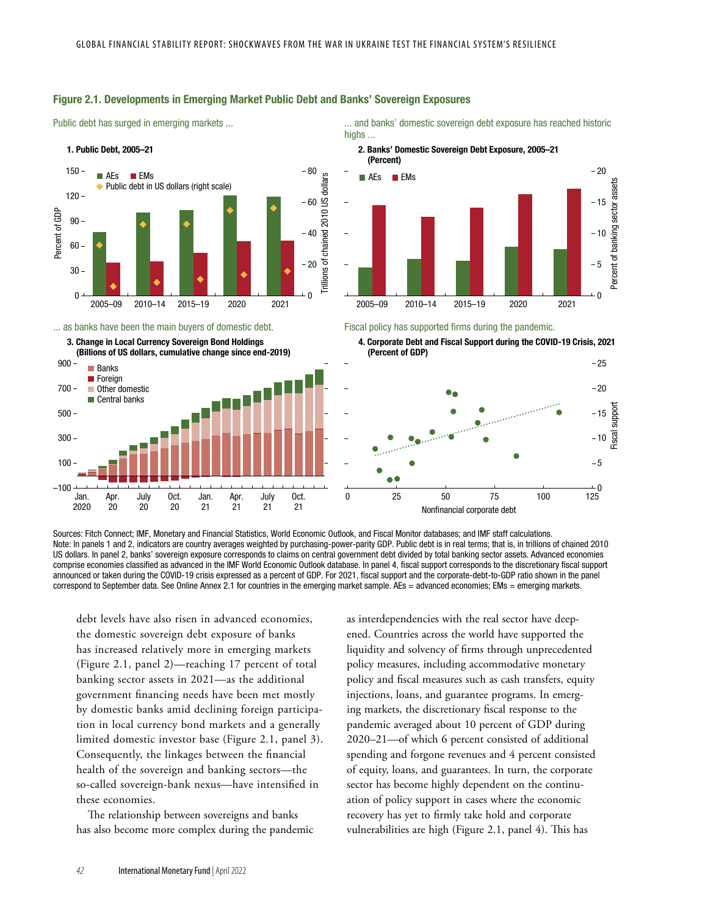**Figure 2.1. Developments in Emerging Market Public Debt and Banks' Sovereign Exposures**

Public debt has surged in emerging markets ...

1. Public Debt, 2005–21

Percent of GDP

AEs
EMs
Public debt in US dollars (right scale)

Trillions of chained 2010 US dollars

150
120
90
60
30
0

80
60
40
20
0

2005–09
2010–14
2015–19
2020
2021

... and banks' domestic sovereign debt exposure has reached historic highs ...

2. Banks' Domestic Sovereign Debt Exposure, 2005–21
(Percent)

AEs
EMs

Percent of banking sector assets

20
15
10
5
0

2005–09
2010–14
2015–19
2020
2021

... as banks have been the main buyers of domestic debt.

3. Change in Local Currency Sovereign Bond Holdings
(Billions of US dollars, cumulative change since end-2019)

Banks
Foreign
Other domestic
Central banks

900
700
500
300
100
–100

Jan. 2020
Apr. 20
July 20
Oct. 20
Jan. 21
Apr. 21
July 21
Oct. 21

Fiscal policy has supported firms during the pandemic.

4. Corporate Debt and Fiscal Support during the COVID-19 Crisis, 2021
(Percent of GDP)

Fiscal support

25
20
15
10
5
0

0
25
50
75
100
125

Nonfinancial corporate debt

Sources: Fitch Connect; IMF, Monetary and Financial Statistics, World Economic Outlook, and Fiscal Monitor databases; and IMF staff calculations.
Note: In panels 1 and 2, indicators are country averages weighted by purchasing-power-parity GDP. Public debt is in real terms; that is, in trillions of chained 2010 US dollars. In panel 2, banks' sovereign exposure corresponds to claims on central government debt divided by total banking sector assets. Advanced economies comprise economies classified as advanced in the IMF World Economic Outlook database. In panel 4, fiscal support corresponds to the discretionary fiscal support announced or taken during the COVID-19 crisis expressed as a percent of GDP. For 2021, fiscal support and the corporate-debt-to-GDP ratio shown in the panel correspond to September data. See Online Annex 2.1 for countries in the emerging market sample. AEs = advanced economies; EMs = emerging markets.

debt levels have also risen in advanced economies, the domestic sovereign debt exposure of banks has increased relatively more in emerging markets (Figure 2.1, panel 2)—reaching 17 percent of total banking sector assets in 2021—as the additional government financing needs have been met mostly by domestic banks amid declining foreign participation in local currency bond markets and a generally limited domestic investor base (Figure 2.1, panel 3). Consequently, the linkages between the financial health of the sovereign and banking sectors—the so-called sovereign-bank nexus—have intensified in these economies.

The relationship between sovereigns and banks has also become more complex during the pandemic as interdependencies with the real sector have deepened. Countries across the world have supported the liquidity and solvency of firms through unprecedented policy measures, including accommodative monetary policy and fiscal measures such as cash transfers, equity injections, loans, and guarantee programs. In emerging markets, the discretionary fiscal response to the pandemic averaged about 10 percent of GDP during 2020–21—of which 6 percent consisted of additional spending and forgone revenues and 4 percent consisted of equity, loans, and guarantees. In turn, the corporate sector has become highly dependent on the continuation of policy support in cases where the economic recovery has yet to firmly take hold and corporate vulnerabilities are high (Figure 2.1, panel 4). This has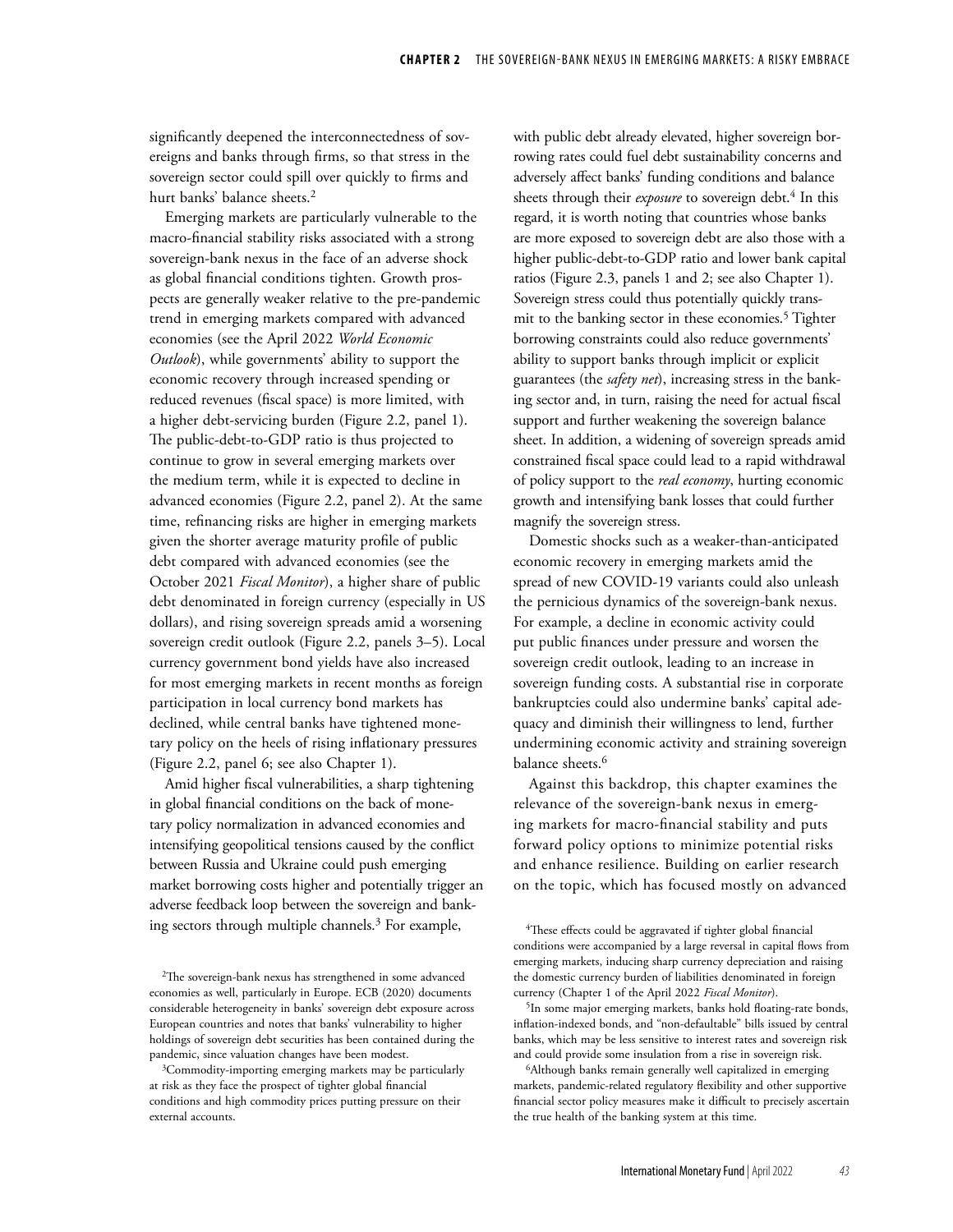significantly deepened the interconnectedness of sovereigns and banks through firms, so that stress in the sovereign sector could spill over quickly to firms and hurt banks' balance sheets.[2]

Emerging markets are particularly vulnerable to the macro-financial stability risks associated with a strong sovereign-bank nexus in the face of an adverse shock as global financial conditions tighten. Growth prospects are generally weaker relative to the pre-pandemic trend in emerging markets compared with advanced economies (see the April 2022 *World Economic Outlook*), while governments' ability to support the economic recovery through increased spending or reduced revenues (fiscal space) is more limited, with a higher debt-servicing burden (Figure 2.2, panel 1). The public-debt-to-GDP ratio is thus projected to continue to grow in several emerging markets over the medium term, while it is expected to decline in advanced economies (Figure 2.2, panel 2). At the same time, refinancing risks are higher in emerging markets given the shorter average maturity profile of public debt compared with advanced economies (see the October 2021 *Fiscal Monitor*), a higher share of public debt denominated in foreign currency (especially in US dollars), and rising sovereign spreads amid a worsening sovereign credit outlook (Figure 2.2, panels 3–5). Local currency government bond yields have also increased for most emerging markets in recent months as foreign participation in local currency bond markets has declined, while central banks have tightened monetary policy on the heels of rising inflationary pressures (Figure 2.2, panel 6; see also Chapter 1).

Amid higher fiscal vulnerabilities, a sharp tightening in global financial conditions on the back of monetary policy normalization in advanced economies and intensifying geopolitical tensions caused by the conflict between Russia and Ukraine could push emerging market borrowing costs higher and potentially trigger an adverse feedback loop between the sovereign and banking sectors through multiple channels.[3] For example, with public debt already elevated, higher sovereign borrowing rates could fuel debt sustainability concerns and adversely affect banks' funding conditions and balance sheets through their *exposure* to sovereign debt.[4] In this regard, it is worth noting that countries whose banks are more exposed to sovereign debt are also those with a higher public-debt-to-GDP ratio and lower bank capital ratios (Figure 2.3, panels 1 and 2; see also Chapter 1). Sovereign stress could thus potentially quickly transmit to the banking sector in these economies.[5] Tighter borrowing constraints could also reduce governments' ability to support banks through implicit or explicit guarantees (the *safety net*), increasing stress in the banking sector and, in turn, raising the need for actual fiscal support and further weakening the sovereign balance sheet. In addition, a widening of sovereign spreads amid constrained fiscal space could lead to a rapid withdrawal of policy support to the *real economy*, hurting economic growth and intensifying bank losses that could further magnify the sovereign stress.

Domestic shocks such as a weaker-than-anticipated economic recovery in emerging markets amid the spread of new COVID-19 variants could also unleash the pernicious dynamics of the sovereign-bank nexus. For example, a decline in economic activity could put public finances under pressure and worsen the sovereign credit outlook, leading to an increase in sovereign funding costs. A substantial rise in corporate bankruptcies could also undermine banks' capital adequacy and diminish their willingness to lend, further undermining economic activity and straining sovereign balance sheets.[6]

Against this backdrop, this chapter examines the relevance of the sovereign-bank nexus in emerging markets for macro-financial stability and puts forward policy options to minimize potential risks and enhance resilience. Building on earlier research on the topic, which has focused mostly on advanced

[2]The sovereign-bank nexus has strengthened in some advanced economies as well, particularly in Europe. ECB (2020) documents considerable heterogeneity in banks' sovereign debt exposure across European countries and notes that banks' vulnerability to higher holdings of sovereign debt securities has been contained during the pandemic, since valuation changes have been modest.

[3]Commodity-importing emerging markets may be particularly at risk as they face the prospect of tighter global financial conditions and high commodity prices putting pressure on their external accounts.

[4]These effects could be aggravated if tighter global financial conditions were accompanied by a large reversal in capital flows from emerging markets, inducing sharp currency depreciation and raising the domestic currency burden of liabilities denominated in foreign currency (Chapter 1 of the April 2022 *Fiscal Monitor*).

[5]In some major emerging markets, banks hold floating-rate bonds, inflation-indexed bonds, and "non-defaultable" bills issued by central banks, which may be less sensitive to interest rates and sovereign risk and could provide some insulation from a rise in sovereign risk.

[6]Although banks remain generally well capitalized in emerging markets, pandemic-related regulatory flexibility and other supportive financial sector policy measures make it difficult to precisely ascertain the true health of the banking system at this time.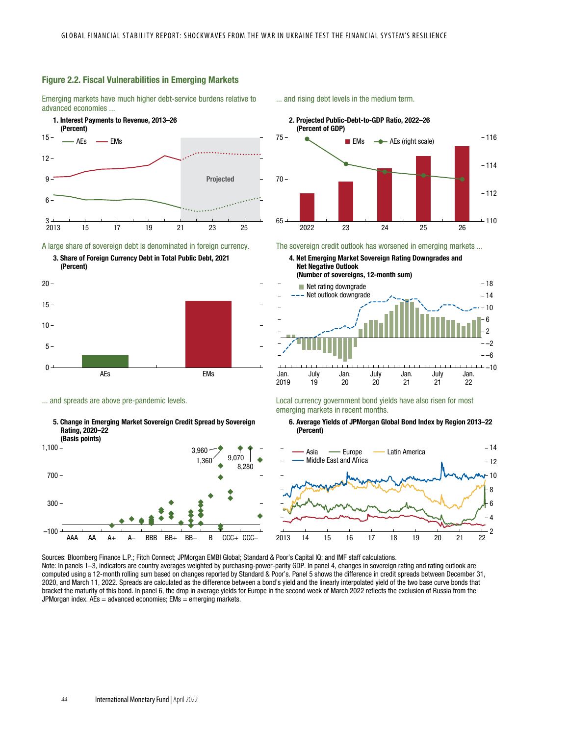## Figure 2.2. Fiscal Vulnerabilities in Emerging Markets

Emerging markets have much higher debt-service burdens relative to advanced economies ...

**1. Interest Payments to Revenue, 2013–26**
**(Percent)**

AEs
EMs
Projected
15
12
9
6
3
2013
15
17
19
21
23
25

... and rising debt levels in the medium term.

**2. Projected Public-Debt-to-GDP Ratio, 2022–26**
**(Percent of GDP)**

EMs
AEs (right scale)
75
70
65
116
114
112
110
2022
23
24
25
26

A large share of sovereign debt is denominated in foreign currency.

**3. Share of Foreign Currency Debt in Total Public Debt, 2021**
**(Percent)**

20
15
10
5
0
AEs
EMs

The sovereign credit outlook has worsened in emerging markets ...

**4. Net Emerging Market Sovereign Rating Downgrades and Net Negative Outlook**
**(Number of sovereigns, 12-month sum)**

Net rating downgrade
Net outlook downgrade
18
14
10
6
2
–2
–6
–10
Jan. 2019
July 19
Jan. 20
July 20
Jan. 21
July 21
Jan. 22

... and spreads are above pre-pandemic levels.

**5. Change in Emerging Market Sovereign Credit Spread by Sovereign Rating, 2020–22**
**(Basis points)**

1,100
700
300
–100
3,960
1,360
9,070
8,280
AAA
AA
A+
A–
BBB
BB+
BB–
B
CCC+
CCC–

Local currency government bond yields have also risen for most emerging markets in recent months.

**6. Average Yields of JPMorgan Global Bond Index by Region 2013–22**
**(Percent)**

Asia
Europe
Latin America
Middle East and Africa
14
12
10
8
6
4
2
2013
14
15
16
17
18
19
20
21
22

Sources: Bloomberg Finance L.P.; Fitch Connect; JPMorgan EMBI Global; Standard & Poor's Capital IQ; and IMF staff calculations.
Note: In panels 1–3, indicators are country averages weighted by purchasing-power-parity GDP. In panel 4, changes in sovereign rating and rating outlook are computed using a 12-month rolling sum based on changes reported by Standard & Poor's. Panel 5 shows the difference in credit spreads between December 31, 2020, and March 11, 2022. Spreads are calculated as the difference between a bond's yield and the linearly interpolated yield of the two base curve bonds that bracket the maturity of this bond. In panel 6, the drop in average yields for Europe in the second week of March 2022 reflects the exclusion of Russia from the JPMorgan index. AEs = advanced economies; EMs = emerging markets.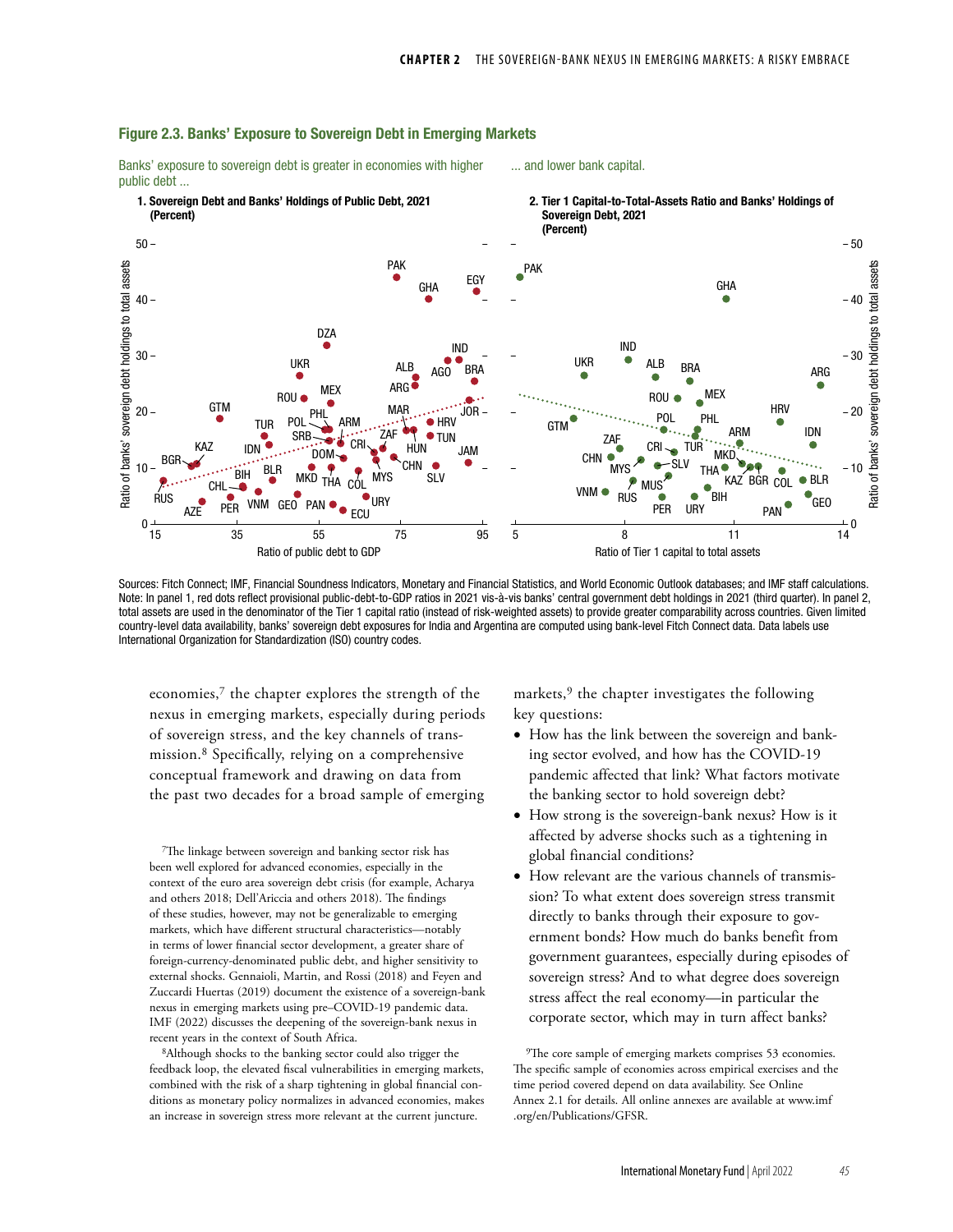### Figure 2.3. Banks' Exposure to Sovereign Debt in Emerging Markets

Banks' exposure to sovereign debt is greater in economies with higher public debt ...

... and lower bank capital.

**1. Sovereign Debt and Banks' Holdings of Public Debt, 2021 (Percent)**

Ratio of banks' sovereign debt holdings to total assets

Ratio of public debt to GDP

0, 10, 20, 30, 40, 50

15, 35, 55, 75, 95

PAK, GHA, EGY, DZA, IND, AGO, BRA, UKR, ALB, ARG, ROU, MEX, GTM, PHL, POL, ARM, MAR, JOR, TUR, SRB, ZAF, HRV, TUN, KAZ, IDN, CRI, HUN, BGR, DOM, JAM, CHN, BIH, BLR, MKD, THA, COL, MYS, SLV, CHL, RUS, PER, VNM, GEO, PAN, URY, AZE, ECU

**2. Tier 1 Capital-to-Total-Assets Ratio and Banks' Holdings of Sovereign Debt, 2021 (Percent)**

Ratio of banks' sovereign debt holdings to total assets

Ratio of Tier 1 capital to total assets

0, 10, 20, 30, 40, 50

5, 8, 11, 14

PAK, GHA, IND, UKR, ALB, BRA, ARG, ROU, MEX, HRV, GTM, POL, PHL, IDN, ARM, ZAF, CRI, TUR, CHN, MKD, MYS, SLV, THA, KAZ, BGR, COL, BLR, VNM, RUS, MUS, BIH, GEO, PER, URY, PAN

Sources: Fitch Connect; IMF, Financial Soundness Indicators, Monetary and Financial Statistics, and World Economic Outlook databases; and IMF staff calculations.
Note: In panel 1, red dots reflect provisional public-debt-to-GDP ratios in 2021 vis-à-vis banks' central government debt holdings in 2021 (third quarter). In panel 2, total assets are used in the denominator of the Tier 1 capital ratio (instead of risk-weighted assets) to provide greater comparability across countries. Given limited country-level data availability, banks' sovereign debt exposures for India and Argentina are computed using bank-level Fitch Connect data. Data labels use International Organization for Standardization (ISO) country codes.

economies,[7] the chapter explores the strength of the nexus in emerging markets, especially during periods of sovereign stress, and the key channels of transmission.[8] Specifically, relying on a comprehensive conceptual framework and drawing on data from the past two decades for a broad sample of emerging markets,[9] the chapter investigates the following key questions:

- How has the link between the sovereign and banking sector evolved, and how has the COVID-19 pandemic affected that link? What factors motivate the banking sector to hold sovereign debt?
- How strong is the sovereign-bank nexus? How is it affected by adverse shocks such as a tightening in global financial conditions?
- How relevant are the various channels of transmission? To what extent does sovereign stress transmit directly to banks through their exposure to government bonds? How much do banks benefit from government guarantees, especially during episodes of sovereign stress? And to what degree does sovereign stress affect the real economy—in particular the corporate sector, which may in turn affect banks?

[7]The linkage between sovereign and banking sector risk has been well explored for advanced economies, especially in the context of the euro area sovereign debt crisis (for example, Acharya and others 2018; Dell'Ariccia and others 2018). The findings of these studies, however, may not be generalizable to emerging markets, which have different structural characteristics—notably in terms of lower financial sector development, a greater share of foreign-currency-denominated public debt, and higher sensitivity to external shocks. Gennaioli, Martin, and Rossi (2018) and Feyen and Zuccardi Huertas (2019) document the existence of a sovereign-bank nexus in emerging markets using pre–COVID-19 pandemic data. IMF (2022) discusses the deepening of the sovereign-bank nexus in recent years in the context of South Africa.

[8]Although shocks to the banking sector could also trigger the feedback loop, the elevated fiscal vulnerabilities in emerging markets, combined with the risk of a sharp tightening in global financial conditions as monetary policy normalizes in advanced economies, makes an increase in sovereign stress more relevant at the current juncture.

[9]The core sample of emerging markets comprises 53 economies. The specific sample of economies across empirical exercises and the time period covered depend on data availability. See Online Annex 2.1 for details. All online annexes are available at www.imf.org/en/Publications/GFSR.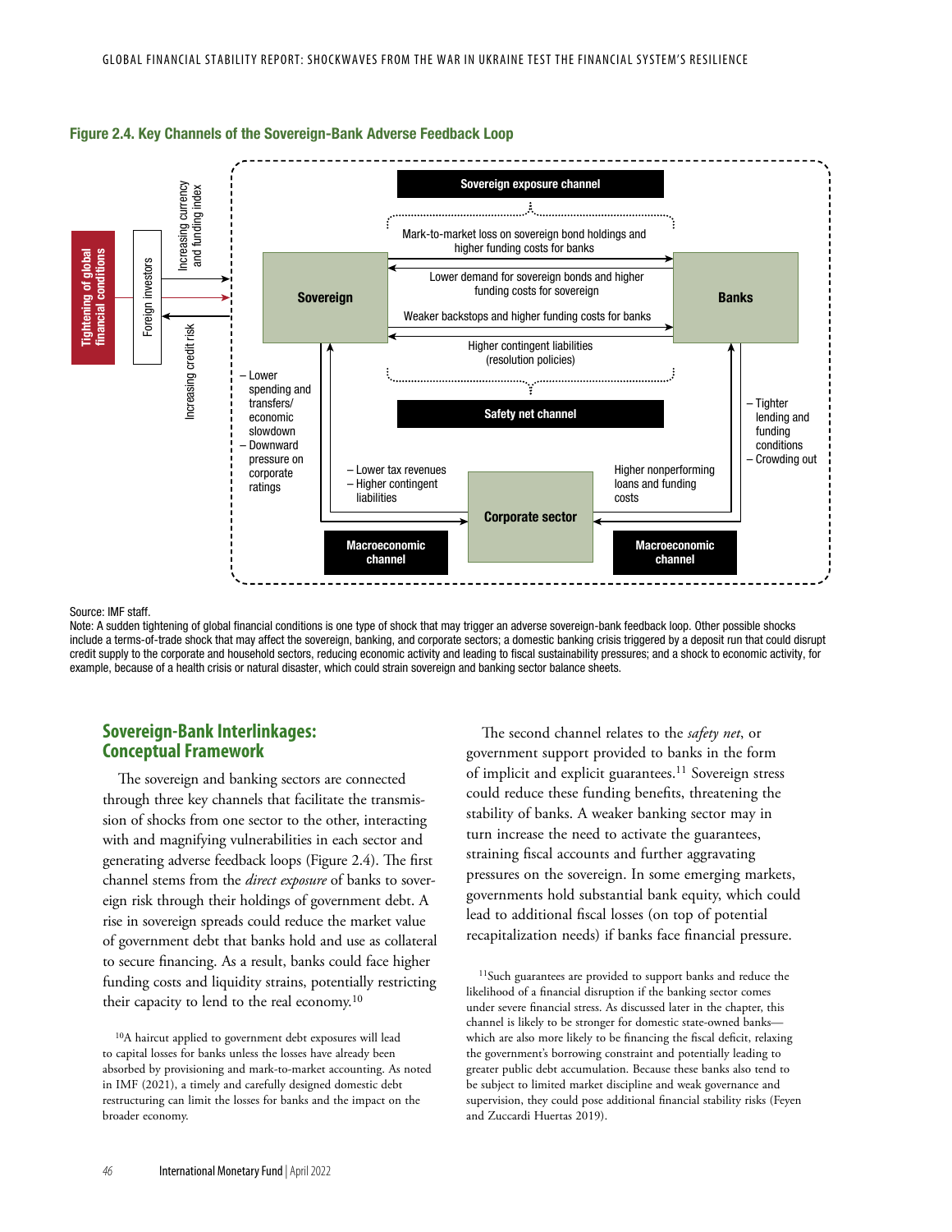**Figure 2.4. Key Channels of the Sovereign-Bank Adverse Feedback Loop**

Tightening of global financial conditions

Foreign investors

Increasing currency and funding index

Increasing credit risk

Sovereign exposure channel

Mark-to-market loss on sovereign bond holdings and higher funding costs for banks

Lower demand for sovereign bonds and higher funding costs for sovereign

Weaker backstops and higher funding costs for banks

Higher contingent liabilities (resolution policies)

Safety net channel

Sovereign

Banks

– Lower spending and transfers/ economic slowdown
– Downward pressure on corporate ratings

– Lower tax revenues
– Higher contingent liabilities

Higher nonperforming loans and funding costs

– Tighter lending and funding conditions
– Crowding out

Corporate sector

Macroeconomic channel

Macroeconomic channel

Source: IMF staff.
Note: A sudden tightening of global financial conditions is one type of shock that may trigger an adverse sovereign-bank feedback loop. Other possible shocks include a terms-of-trade shock that may affect the sovereign, banking, and corporate sectors; a domestic banking crisis triggered by a deposit run that could disrupt credit supply to the corporate and household sectors, reducing economic activity and leading to fiscal sustainability pressures; and a shock to economic activity, for example, because of a health crisis or natural disaster, which could strain sovereign and banking sector balance sheets.

## Sovereign-Bank Interlinkages: Conceptual Framework

The sovereign and banking sectors are connected through three key channels that facilitate the transmission of shocks from one sector to the other, interacting with and magnifying vulnerabilities in each sector and generating adverse feedback loops (Figure 2.4). The first channel stems from the *direct exposure* of banks to sovereign risk through their holdings of government debt. A rise in sovereign spreads could reduce the market value of government debt that banks hold and use as collateral to secure financing. As a result, banks could face higher funding costs and liquidity strains, potentially restricting their capacity to lend to the real economy.[10]

The second channel relates to the *safety net*, or government support provided to banks in the form of implicit and explicit guarantees.[11] Sovereign stress could reduce these funding benefits, threatening the stability of banks. A weaker banking sector may in turn increase the need to activate the guarantees, straining fiscal accounts and further aggravating pressures on the sovereign. In some emerging markets, governments hold substantial bank equity, which could lead to additional fiscal losses (on top of potential recapitalization needs) if banks face financial pressure.

[10]A haircut applied to government debt exposures will lead to capital losses for banks unless the losses have already been absorbed by provisioning and mark-to-market accounting. As noted in IMF (2021), a timely and carefully designed domestic debt restructuring can limit the losses for banks and the impact on the broader economy.

[11]Such guarantees are provided to support banks and reduce the likelihood of a financial disruption if the banking sector comes under severe financial stress. As discussed later in the chapter, this channel is likely to be stronger for domestic state-owned banks—which are also more likely to be financing the fiscal deficit, relaxing the government's borrowing constraint and potentially leading to greater public debt accumulation. Because these banks also tend to be subject to limited market discipline and weak governance and supervision, they could pose additional financial stability risks (Feyen and Zuccardi Huertas 2019).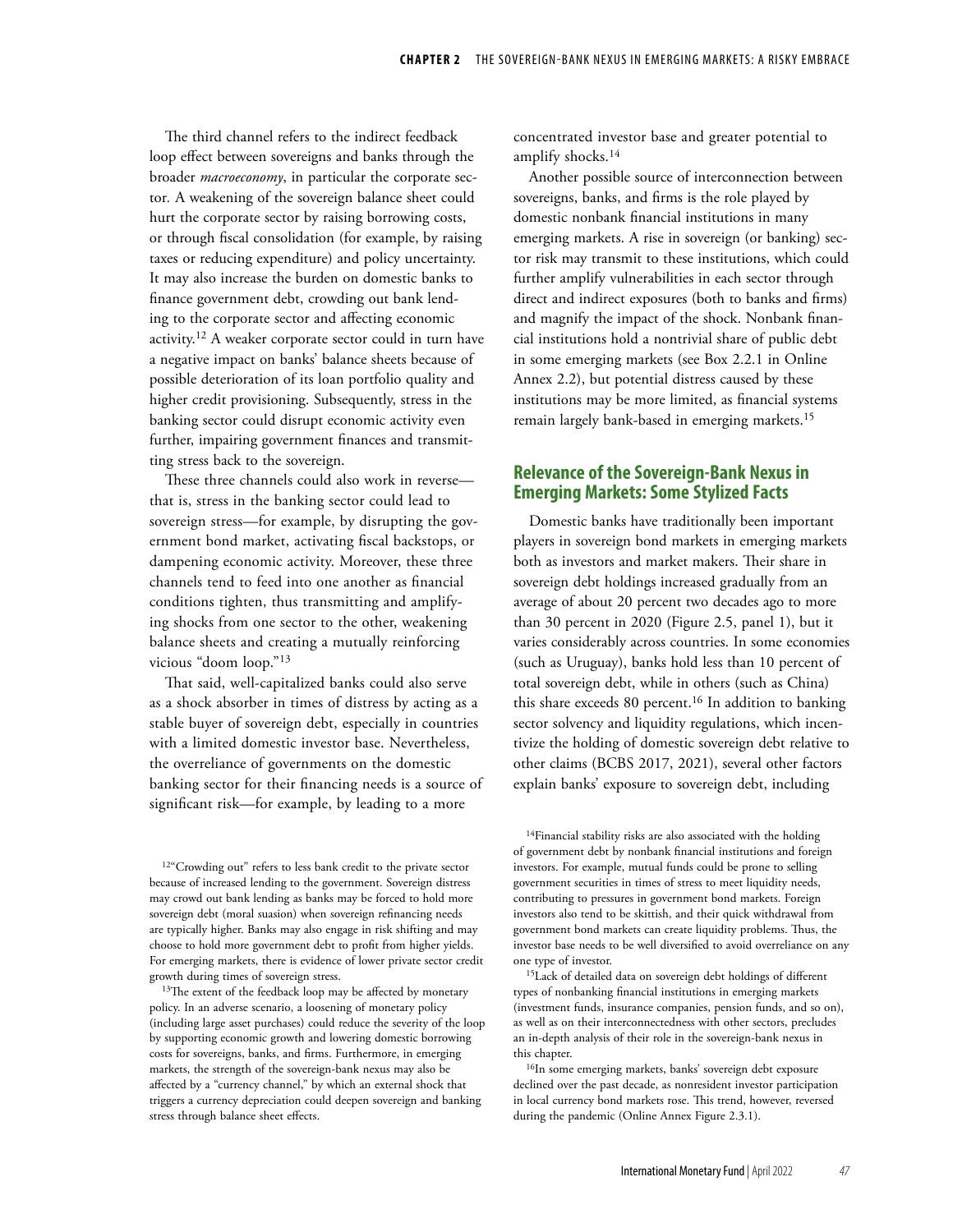The third channel refers to the indirect feedback loop effect between sovereigns and banks through the broader *macroeconomy*, in particular the corporate sector. A weakening of the sovereign balance sheet could hurt the corporate sector by raising borrowing costs, or through fiscal consolidation (for example, by raising taxes or reducing expenditure) and policy uncertainty. It may also increase the burden on domestic banks to finance government debt, crowding out bank lending to the corporate sector and affecting economic activity.[12] A weaker corporate sector could in turn have a negative impact on banks' balance sheets because of possible deterioration of its loan portfolio quality and higher credit provisioning. Subsequently, stress in the banking sector could disrupt economic activity even further, impairing government finances and transmitting stress back to the sovereign.

These three channels could also work in reverse—that is, stress in the banking sector could lead to sovereign stress—for example, by disrupting the government bond market, activating fiscal backstops, or dampening economic activity. Moreover, these three channels tend to feed into one another as financial conditions tighten, thus transmitting and amplifying shocks from one sector to the other, weakening balance sheets and creating a mutually reinforcing vicious "doom loop."[13]

That said, well-capitalized banks could also serve as a shock absorber in times of distress by acting as a stable buyer of sovereign debt, especially in countries with a limited domestic investor base. Nevertheless, the overreliance of governments on the domestic banking sector for their financing needs is a source of significant risk—for example, by leading to a more concentrated investor base and greater potential to amplify shocks.[14]

Another possible source of interconnection between sovereigns, banks, and firms is the role played by domestic nonbank financial institutions in many emerging markets. A rise in sovereign (or banking) sector risk may transmit to these institutions, which could further amplify vulnerabilities in each sector through direct and indirect exposures (both to banks and firms) and magnify the impact of the shock. Nonbank financial institutions hold a nontrivial share of public debt in some emerging markets (see Box 2.2.1 in Online Annex 2.2), but potential distress caused by these institutions may be more limited, as financial systems remain largely bank-based in emerging markets.[15]

## Relevance of the Sovereign-Bank Nexus in Emerging Markets: Some Stylized Facts

Domestic banks have traditionally been important players in sovereign bond markets in emerging markets both as investors and market makers. Their share in sovereign debt holdings increased gradually from an average of about 20 percent two decades ago to more than 30 percent in 2020 (Figure 2.5, panel 1), but it varies considerably across countries. In some economies (such as Uruguay), banks hold less than 10 percent of total sovereign debt, while in others (such as China) this share exceeds 80 percent.[16] In addition to banking sector solvency and liquidity regulations, which incentivize the holding of domestic sovereign debt relative to other claims (BCBS 2017, 2021), several other factors explain banks' exposure to sovereign debt, including

[12]"Crowding out" refers to less bank credit to the private sector because of increased lending to the government. Sovereign distress may crowd out bank lending as banks may be forced to hold more sovereign debt (moral suasion) when sovereign refinancing needs are typically higher. Banks may also engage in risk shifting and may choose to hold more government debt to profit from higher yields. For emerging markets, there is evidence of lower private sector credit growth during times of sovereign stress.

[13]The extent of the feedback loop may be affected by monetary policy. In an adverse scenario, a loosening of monetary policy (including large asset purchases) could reduce the severity of the loop by supporting economic growth and lowering domestic borrowing costs for sovereigns, banks, and firms. Furthermore, in emerging markets, the strength of the sovereign-bank nexus may also be affected by a "currency channel," by which an external shock that triggers a currency depreciation could deepen sovereign and banking stress through balance sheet effects.

[14]Financial stability risks are also associated with the holding of government debt by nonbank financial institutions and foreign investors. For example, mutual funds could be prone to selling government securities in times of stress to meet liquidity needs, contributing to pressures in government bond markets. Foreign investors also tend to be skittish, and their quick withdrawal from government bond markets can create liquidity problems. Thus, the investor base needs to be well diversified to avoid overreliance on any one type of investor.

[15]Lack of detailed data on sovereign debt holdings of different types of nonbanking financial institutions in emerging markets (investment funds, insurance companies, pension funds, and so on), as well as on their interconnectedness with other sectors, precludes an in-depth analysis of their role in the sovereign-bank nexus in this chapter.

[16]In some emerging markets, banks' sovereign debt exposure declined over the past decade, as nonresident investor participation in local currency bond markets rose. This trend, however, reversed during the pandemic (Online Annex Figure 2.3.1).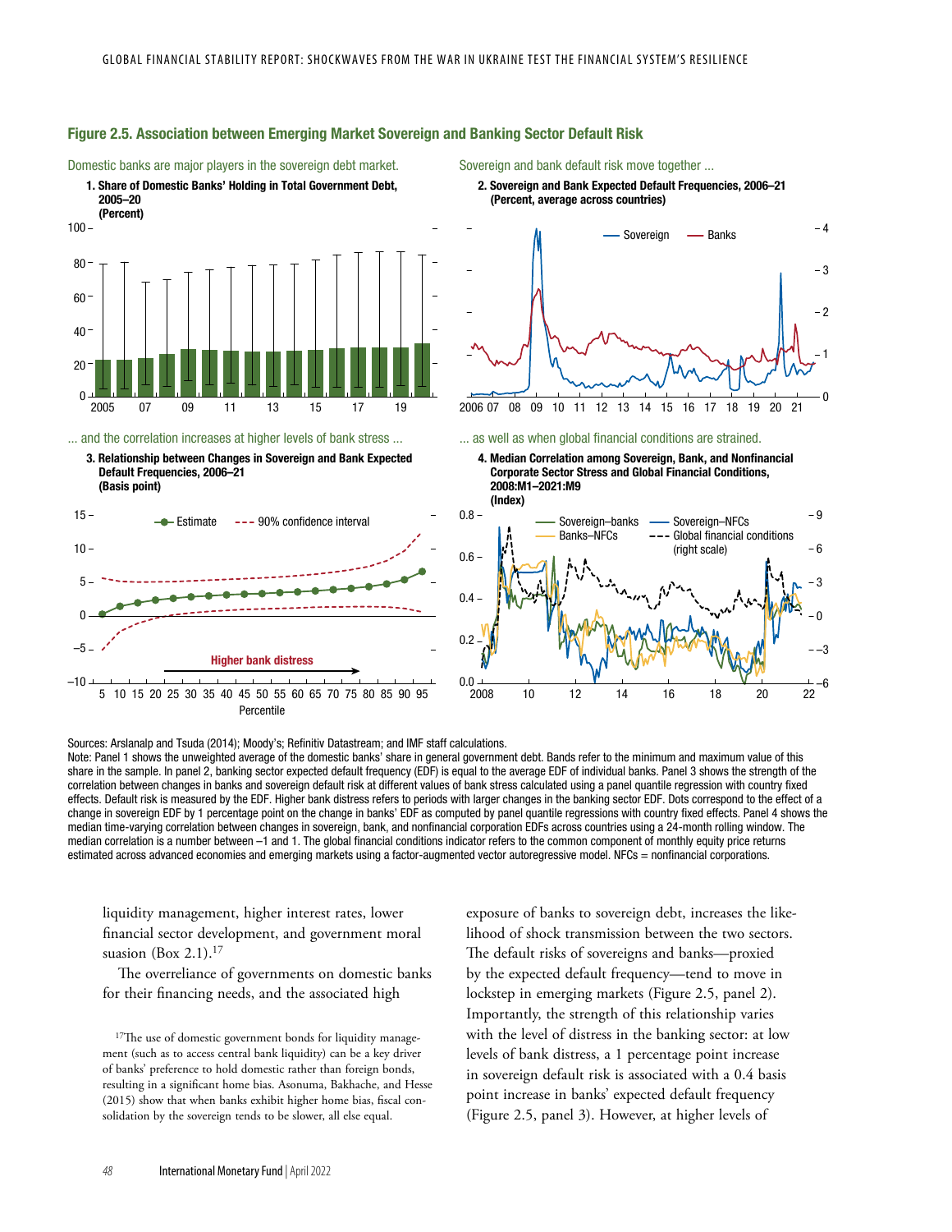### Figure 2.5. Association between Emerging Market Sovereign and Banking Sector Default Risk

Domestic banks are major players in the sovereign debt market.

**1. Share of Domestic Banks' Holding in Total Government Debt, 2005–20**
**(Percent)**

100
80
60
40
20
0
2005 07 09 11 13 15 17 19

Sovereign and bank default risk move together ...

**2. Sovereign and Bank Expected Default Frequencies, 2006–21**
**(Percent, average across countries)**

Sovereign
Banks

4
3
2
1
0
2006 07 08 09 10 11 12 13 14 15 16 17 18 19 20 21

... and the correlation increases at higher levels of bank stress ...

**3. Relationship between Changes in Sovereign and Bank Expected Default Frequencies, 2006–21**
**(Basis point)**

Estimate
90% confidence interval

15
10
5
0
–5
–10

Higher bank distress

5 10 15 20 25 30 35 40 45 50 55 60 65 70 75 80 85 90 95
Percentile

... as well as when global financial conditions are strained.

**4. Median Correlation among Sovereign, Bank, and Nonfinancial Corporate Sector Stress and Global Financial Conditions, 2008:M1–2021:M9**
**(Index)**

Sovereign–banks
Banks–NFCs
Sovereign–NFCs
Global financial conditions (right scale)

0.8
0.6
0.4
0.2
0.0

9
6
3
0
–3
–6

2008 10 12 14 16 18 20 22

Sources: Arslanalp and Tsuda (2014); Moody's; Refinitiv Datastream; and IMF staff calculations.
Note: Panel 1 shows the unweighted average of the domestic banks' share in general government debt. Bands refer to the minimum and maximum value of this share in the sample. In panel 2, banking sector expected default frequency (EDF) is equal to the average EDF of individual banks. Panel 3 shows the strength of the correlation between changes in banks and sovereign default risk at different values of bank stress calculated using a panel quantile regression with country fixed effects. Default risk is measured by the EDF. Higher bank distress refers to periods with larger changes in the banking sector EDF. Dots correspond to the effect of a change in sovereign EDF by 1 percentage point on the change in banks' EDF as computed by panel quantile regressions with country fixed effects. Panel 4 shows the median time-varying correlation between changes in sovereign, bank, and nonfinancial corporation EDFs across countries using a 24-month rolling window. The median correlation is a number between –1 and 1. The global financial conditions indicator refers to the common component of monthly equity price returns estimated across advanced economies and emerging markets using a factor-augmented vector autoregressive model. NFCs = nonfinancial corporations.

liquidity management, higher interest rates, lower financial sector development, and government moral suasion (Box 2.1).[17]

The overreliance of governments on domestic banks for their financing needs, and the associated high exposure of banks to sovereign debt, increases the likelihood of shock transmission between the two sectors. The default risks of sovereigns and banks—proxied by the expected default frequency—tend to move in lockstep in emerging markets (Figure 2.5, panel 2). Importantly, the strength of this relationship varies with the level of distress in the banking sector: at low levels of bank distress, a 1 percentage point increase in sovereign default risk is associated with a 0.4 basis point increase in banks' expected default frequency (Figure 2.5, panel 3). However, at higher levels of

[17]The use of domestic government bonds for liquidity management (such as to access central bank liquidity) can be a key driver of banks' preference to hold domestic rather than foreign bonds, resulting in a significant home bias. Asonuma, Bakhache, and Hesse (2015) show that when banks exhibit higher home bias, fiscal consolidation by the sovereign tends to be slower, all else equal.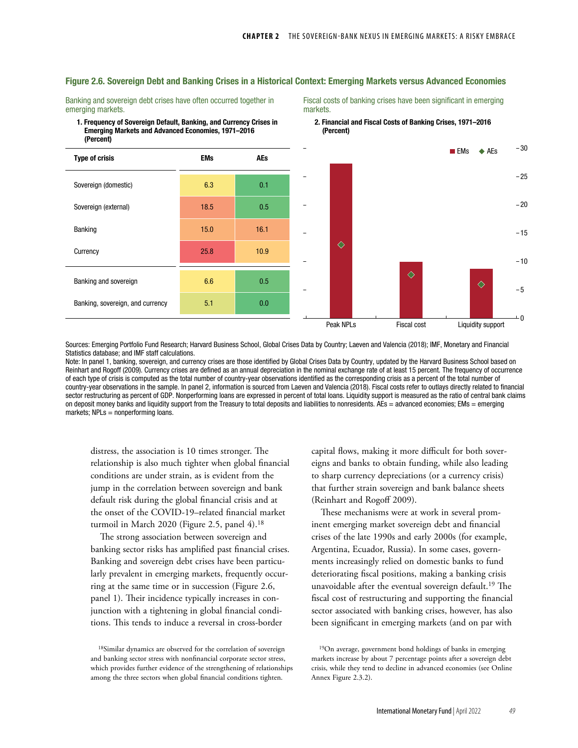## Figure 2.6. Sovereign Debt and Banking Crises in a Historical Context: Emerging Markets versus Advanced Economies

Banking and sovereign debt crises have often occurred together in emerging markets.

**1. Frequency of Sovereign Default, Banking, and Currency Crises in Emerging Markets and Advanced Economies, 1971–2016 (Percent)**

| Type of crisis | EMs | AEs |
|---|---|---|
| Sovereign (domestic) | 6.3 | 0.1 |
| Sovereign (external) | 18.5 | 0.5 |
| Banking | 15.0 | 16.1 |
| Currency | 25.8 | 10.9 |
| Banking and sovereign | 6.6 | 0.5 |
| Banking, sovereign, and currency | 5.1 | 0.0 |

Fiscal costs of banking crises have been significant in emerging markets.

**2. Financial and Fiscal Costs of Banking Crises, 1971–2016 (Percent)**

EMs
AEs

30
25
20
15
10
5
0

Peak NPLs
Fiscal cost
Liquidity support

Sources: Emerging Portfolio Fund Research; Harvard Business School, Global Crises Data by Country; Laeven and Valencia (2018); IMF, Monetary and Financial Statistics database; and IMF staff calculations.

Note: In panel 1, banking, sovereign, and currency crises are those identified by Global Crises Data by Country, updated by the Harvard Business School based on Reinhart and Rogoff (2009). Currency crises are defined as an annual depreciation in the nominal exchange rate of at least 15 percent. The frequency of occurrence of each type of crisis is computed as the total number of country-year observations identified as the corresponding crisis as a percent of the total number of country-year observations in the sample. In panel 2, information is sourced from Laeven and Valencia (2018). Fiscal costs refer to outlays directly related to financial sector restructuring as percent of GDP. Nonperforming loans are expressed in percent of total loans. Liquidity support is measured as the ratio of central bank claims on deposit money banks and liquidity support from the Treasury to total deposits and liabilities to nonresidents. AEs = advanced economies; EMs = emerging markets; NPLs = nonperforming loans.

distress, the association is 10 times stronger. The relationship is also much tighter when global financial conditions are under strain, as is evident from the jump in the correlation between sovereign and bank default risk during the global financial crisis and at the onset of the COVID-19–related financial market turmoil in March 2020 (Figure 2.5, panel 4).[18]

The strong association between sovereign and banking sector risks has amplified past financial crises. Banking and sovereign debt crises have been particularly prevalent in emerging markets, frequently occurring at the same time or in succession (Figure 2.6, panel 1). Their incidence typically increases in conjunction with a tightening in global financial conditions. This tends to induce a reversal in cross-border capital flows, making it more difficult for both sovereigns and banks to obtain funding, while also leading to sharp currency depreciations (or a currency crisis) that further strain sovereign and bank balance sheets (Reinhart and Rogoff 2009).

These mechanisms were at work in several prominent emerging market sovereign debt and financial crises of the late 1990s and early 2000s (for example, Argentina, Ecuador, Russia). In some cases, governments increasingly relied on domestic banks to fund deteriorating fiscal positions, making a banking crisis unavoidable after the eventual sovereign default.[19] The fiscal cost of restructuring and supporting the financial sector associated with banking crises, however, has also been significant in emerging markets (and on par with

[18]Similar dynamics are observed for the correlation of sovereign and banking sector stress with nonfinancial corporate sector stress, which provides further evidence of the strengthening of relationships among the three sectors when global financial conditions tighten.

[19]On average, government bond holdings of banks in emerging markets increase by about 7 percentage points after a sovereign debt crisis, while they tend to decline in advanced economies (see Online Annex Figure 2.3.2).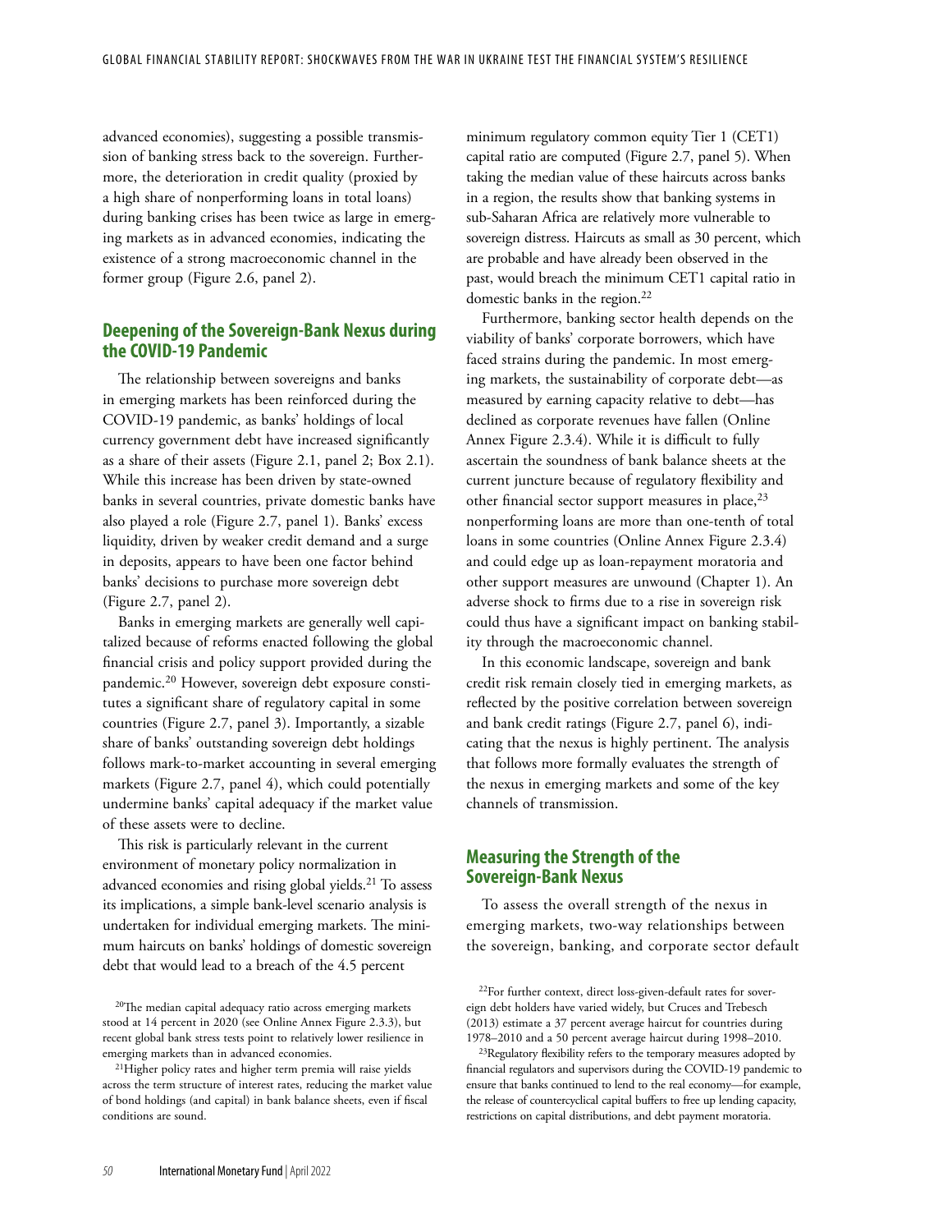advanced economies), suggesting a possible transmission of banking stress back to the sovereign. Furthermore, the deterioration in credit quality (proxied by a high share of nonperforming loans in total loans) during banking crises has been twice as large in emerging markets as in advanced economies, indicating the existence of a strong macroeconomic channel in the former group (Figure 2.6, panel 2).

## Deepening of the Sovereign-Bank Nexus during the COVID-19 Pandemic

The relationship between sovereigns and banks in emerging markets has been reinforced during the COVID-19 pandemic, as banks' holdings of local currency government debt have increased significantly as a share of their assets (Figure 2.1, panel 2; Box 2.1). While this increase has been driven by state-owned banks in several countries, private domestic banks have also played a role (Figure 2.7, panel 1). Banks' excess liquidity, driven by weaker credit demand and a surge in deposits, appears to have been one factor behind banks' decisions to purchase more sovereign debt (Figure 2.7, panel 2).

Banks in emerging markets are generally well capitalized because of reforms enacted following the global financial crisis and policy support provided during the pandemic.[20] However, sovereign debt exposure constitutes a significant share of regulatory capital in some countries (Figure 2.7, panel 3). Importantly, a sizable share of banks' outstanding sovereign debt holdings follows mark-to-market accounting in several emerging markets (Figure 2.7, panel 4), which could potentially undermine banks' capital adequacy if the market value of these assets were to decline.

This risk is particularly relevant in the current environment of monetary policy normalization in advanced economies and rising global yields.[21] To assess its implications, a simple bank-level scenario analysis is undertaken for individual emerging markets. The minimum haircuts on banks' holdings of domestic sovereign debt that would lead to a breach of the 4.5 percent minimum regulatory common equity Tier 1 (CET1) capital ratio are computed (Figure 2.7, panel 5). When taking the median value of these haircuts across banks in a region, the results show that banking systems in sub-Saharan Africa are relatively more vulnerable to sovereign distress. Haircuts as small as 30 percent, which are probable and have already been observed in the past, would breach the minimum CET1 capital ratio in domestic banks in the region.[22]

Furthermore, banking sector health depends on the viability of banks' corporate borrowers, which have faced strains during the pandemic. In most emerging markets, the sustainability of corporate debt—as measured by earning capacity relative to debt—has declined as corporate revenues have fallen (Online Annex Figure 2.3.4). While it is difficult to fully ascertain the soundness of bank balance sheets at the current juncture because of regulatory flexibility and other financial sector support measures in place,[23] nonperforming loans are more than one-tenth of total loans in some countries (Online Annex Figure 2.3.4) and could edge up as loan-repayment moratoria and other support measures are unwound (Chapter 1). An adverse shock to firms due to a rise in sovereign risk could thus have a significant impact on banking stability through the macroeconomic channel.

In this economic landscape, sovereign and bank credit risk remain closely tied in emerging markets, as reflected by the positive correlation between sovereign and bank credit ratings (Figure 2.7, panel 6), indicating that the nexus is highly pertinent. The analysis that follows more formally evaluates the strength of the nexus in emerging markets and some of the key channels of transmission.

## Measuring the Strength of the Sovereign-Bank Nexus

To assess the overall strength of the nexus in emerging markets, two-way relationships between the sovereign, banking, and corporate sector default

[20]The median capital adequacy ratio across emerging markets stood at 14 percent in 2020 (see Online Annex Figure 2.3.3), but recent global bank stress tests point to relatively lower resilience in emerging markets than in advanced economies.

[21]Higher policy rates and higher term premia will raise yields across the term structure of interest rates, reducing the market value of bond holdings (and capital) in bank balance sheets, even if fiscal conditions are sound.

[22]For further context, direct loss-given-default rates for sovereign debt holders have varied widely, but Cruces and Trebesch (2013) estimate a 37 percent average haircut for countries during 1978–2010 and a 50 percent average haircut during 1998–2010.

[23]Regulatory flexibility refers to the temporary measures adopted by financial regulators and supervisors during the COVID-19 pandemic to ensure that banks continued to lend to the real economy—for example, the release of countercyclical capital buffers to free up lending capacity, restrictions on capital distributions, and debt payment moratoria.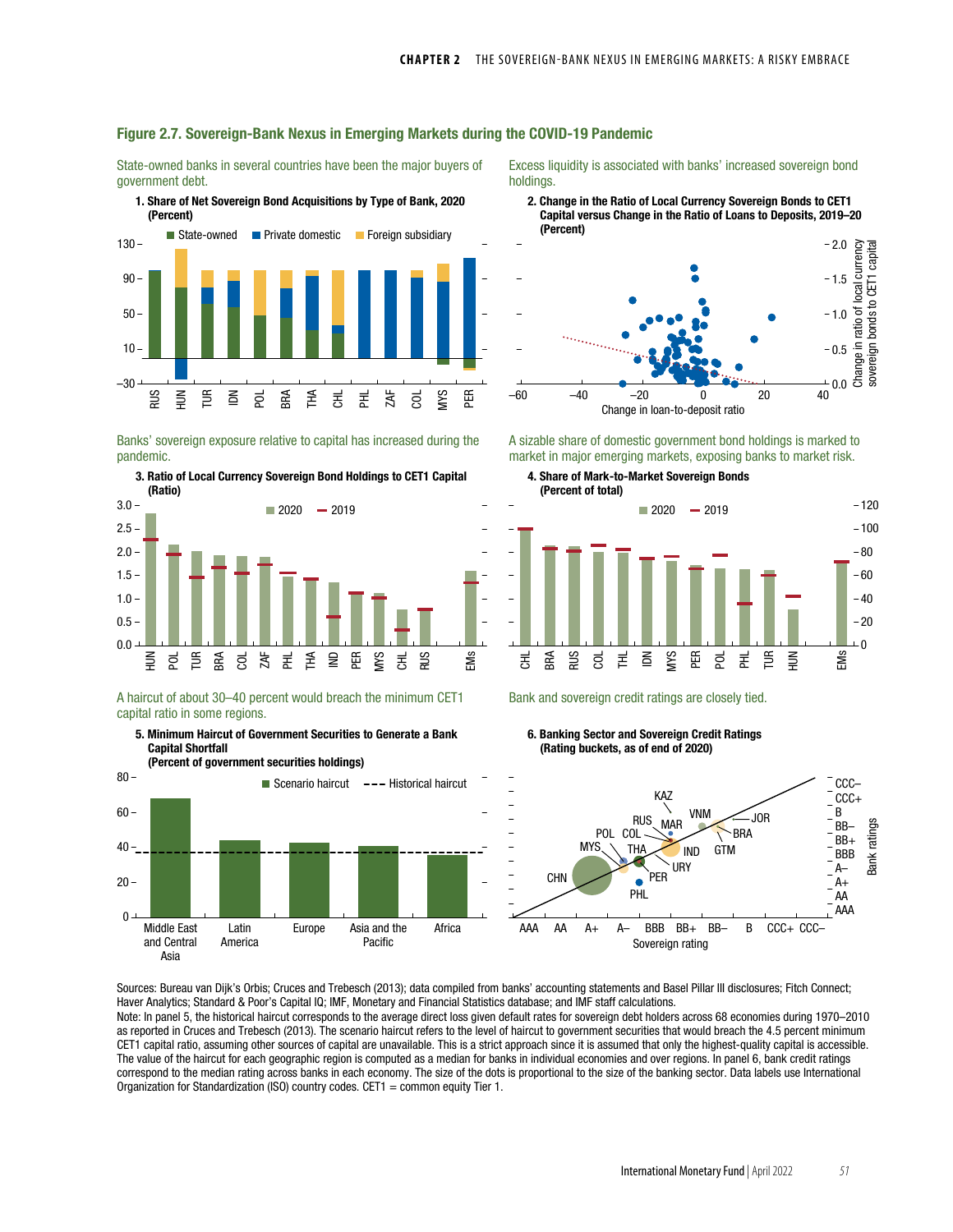## Figure 2.7. Sovereign-Bank Nexus in Emerging Markets during the COVID-19 Pandemic

State-owned banks in several countries have been the major buyers of government debt.

**1. Share of Net Sovereign Bond Acquisitions by Type of Bank, 2020 (Percent)**

State-owned | Private domestic | Foreign subsidiary

130, 90, 50, 10, –30

RUS HUN TUR IDN POL BRA THA CHL PHL ZAF COL MYS PER

Excess liquidity is associated with banks' increased sovereign bond holdings.

**2. Change in the Ratio of Local Currency Sovereign Bonds to CET1 Capital versus Change in the Ratio of Loans to Deposits, 2019–20 (Percent)**

Change in ratio of local currency sovereign bonds to CET1 capital: 2.0, 1.5, 1.0, 0.5, 0.0

Change in loan-to-deposit ratio: –60, –40, –20, 0, 20, 40

Banks' sovereign exposure relative to capital has increased during the pandemic.

**3. Ratio of Local Currency Sovereign Bond Holdings to CET1 Capital (Ratio)**

2020 | 2019

3.0, 2.5, 2.0, 1.5, 1.0, 0.5, 0.0

HUN POL TUR BRA COL ZAF PHL THA IND PER MYS CHL RUS EMs

A sizable share of domestic government bond holdings is marked to market in major emerging markets, exposing banks to market risk.

**4. Share of Mark-to-Market Sovereign Bonds (Percent of total)**

2020 | 2019

120, 100, 80, 60, 40, 20, 0

CHL BRA RUS COL THL IDN MYS PER POL PHL TUR HUN EMs

A haircut of about 30–40 percent would breach the minimum CET1 capital ratio in some regions.

**5. Minimum Haircut of Government Securities to Generate a Bank Capital Shortfall (Percent of government securities holdings)**

Scenario haircut | Historical haircut

80, 60, 40, 20, 0

Middle East and Central Asia | Latin America | Europe | Asia and the Pacific | Africa

Bank and sovereign credit ratings are closely tied.

**6. Banking Sector and Sovereign Credit Ratings (Rating buckets, as of end of 2020)**

Bank ratings: CCC–, CCC+, B, BB–, BB+, BBB, A–, A+, AA, AAA

Sovereign rating: AAA, AA, A+, A–, BBB, BB+, BB–, B, CCC+, CCC–

KAZ, RUS, MAR, VNM, JOR, POL, COL, BRA, MYS, THA, IND, GTM, URY, CHN, PER, PHL

Sources: Bureau van Dijk's Orbis; Cruces and Trebesch (2013); data compiled from banks' accounting statements and Basel Pillar III disclosures; Fitch Connect; Haver Analytics; Standard & Poor's Capital IQ; IMF, Monetary and Financial Statistics database; and IMF staff calculations.

Note: In panel 5, the historical haircut corresponds to the average direct loss given default rates for sovereign debt holders across 68 economies during 1970–2010 as reported in Cruces and Trebesch (2013). The scenario haircut refers to the level of haircut to government securities that would breach the 4.5 percent minimum CET1 capital ratio, assuming other sources of capital are unavailable. This is a strict approach since it is assumed that only the highest-quality capital is accessible. The value of the haircut for each geographic region is computed as a median for banks in individual economies and over regions. In panel 6, bank credit ratings correspond to the median rating across banks in each economy. The size of the dots is proportional to the size of the banking sector. Data labels use International Organization for Standardization (ISO) country codes. CET1 = common equity Tier 1.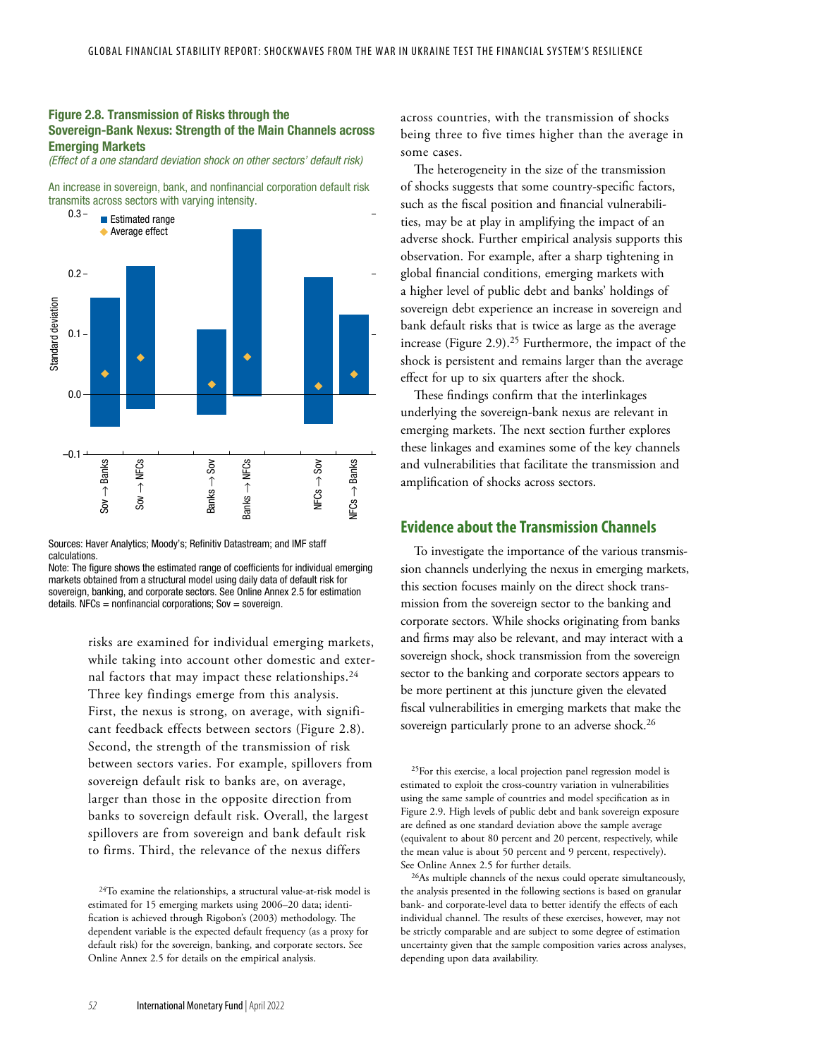**Figure 2.8. Transmission of Risks through the Sovereign-Bank Nexus: Strength of the Main Channels across Emerging Markets**

*(Effect of a one standard deviation shock on other sectors' default risk)*

An increase in sovereign, bank, and nonfinancial corporation default risk transmits across sectors with varying intensity.

Standard deviation

0.3
0.2
0.1
0.0
–0.1

Estimated range
Average effect

Sov → Banks
Sov → NFCs
Banks → Sov
Banks → NFCs
NFCs → Sov
NFCs → Banks

Sources: Haver Analytics; Moody's; Refinitiv Datastream; and IMF staff calculations.
Note: The figure shows the estimated range of coefficients for individual emerging markets obtained from a structural model using daily data of default risk for sovereign, banking, and corporate sectors. See Online Annex 2.5 for estimation details. NFCs = nonfinancial corporations; Sov = sovereign.

risks are examined for individual emerging markets, while taking into account other domestic and external factors that may impact these relationships.[24] Three key findings emerge from this analysis. First, the nexus is strong, on average, with significant feedback effects between sectors (Figure 2.8). Second, the strength of the transmission of risk between sectors varies. For example, spillovers from sovereign default risk to banks are, on average, larger than those in the opposite direction from banks to sovereign default risk. Overall, the largest spillovers are from sovereign and bank default risk to firms. Third, the relevance of the nexus differs across countries, with the transmission of shocks being three to five times higher than the average in some cases.

The heterogeneity in the size of the transmission of shocks suggests that some country-specific factors, such as the fiscal position and financial vulnerabilities, may be at play in amplifying the impact of an adverse shock. Further empirical analysis supports this observation. For example, after a sharp tightening in global financial conditions, emerging markets with a higher level of public debt and banks' holdings of sovereign debt experience an increase in sovereign and bank default risks that is twice as large as the average increase (Figure 2.9).[25] Furthermore, the impact of the shock is persistent and remains larger than the average effect for up to six quarters after the shock.

These findings confirm that the interlinkages underlying the sovereign-bank nexus are relevant in emerging markets. The next section further explores these linkages and examines some of the key channels and vulnerabilities that facilitate the transmission and amplification of shocks across sectors.

## Evidence about the Transmission Channels

To investigate the importance of the various transmission channels underlying the nexus in emerging markets, this section focuses mainly on the direct shock transmission from the sovereign sector to the banking and corporate sectors. While shocks originating from banks and firms may also be relevant, and may interact with a sovereign shock, shock transmission from the sovereign sector to the banking and corporate sectors appears to be more pertinent at this juncture given the elevated fiscal vulnerabilities in emerging markets that make the sovereign particularly prone to an adverse shock.[26]

[24]To examine the relationships, a structural value-at-risk model is estimated for 15 emerging markets using 2006–20 data; identification is achieved through Rigobon's (2003) methodology. The dependent variable is the expected default frequency (as a proxy for default risk) for the sovereign, banking, and corporate sectors. See Online Annex 2.5 for details on the empirical analysis.

[25]For this exercise, a local projection panel regression model is estimated to exploit the cross-country variation in vulnerabilities using the same sample of countries and model specification as in Figure 2.9. High levels of public debt and bank sovereign exposure are defined as one standard deviation above the sample average (equivalent to about 80 percent and 20 percent, respectively, while the mean value is about 50 percent and 9 percent, respectively). See Online Annex 2.5 for further details.

[26]As multiple channels of the nexus could operate simultaneously, the analysis presented in the following sections is based on granular bank- and corporate-level data to better identify the effects of each individual channel. The results of these exercises, however, may not be strictly comparable and are subject to some degree of estimation uncertainty given that the sample composition varies across analyses, depending upon data availability.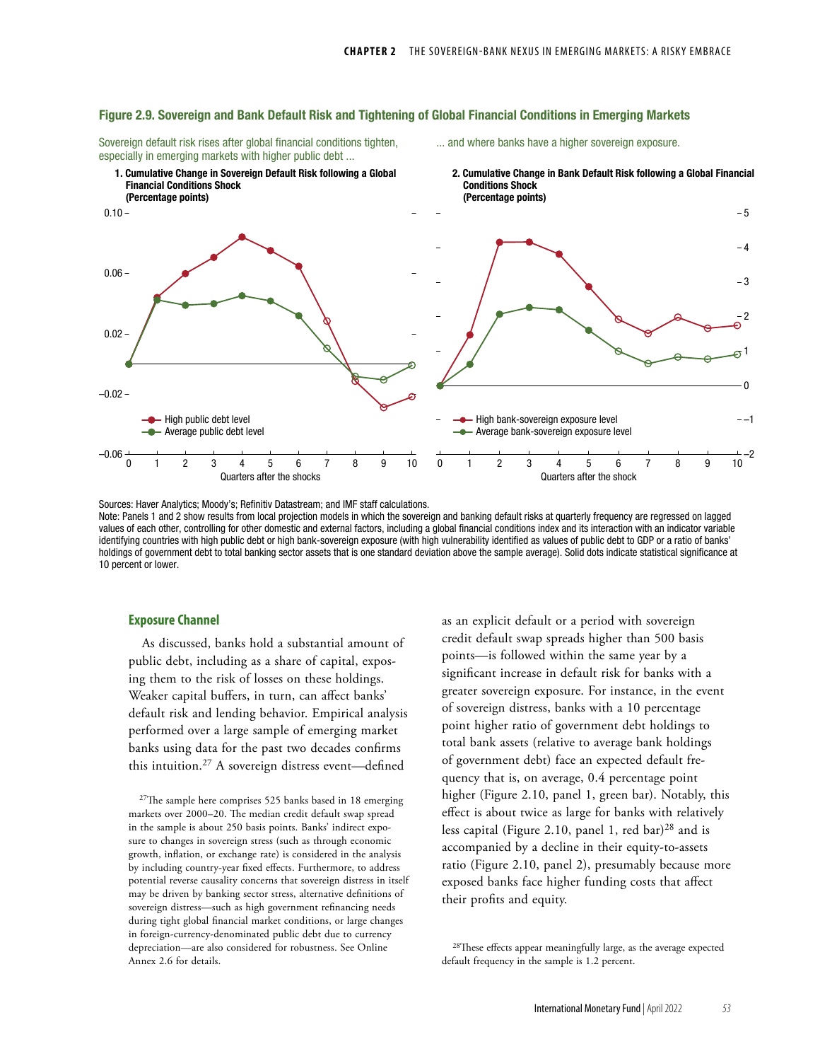### Figure 2.9. Sovereign and Bank Default Risk and Tightening of Global Financial Conditions in Emerging Markets

Sovereign default risk rises after global financial conditions tighten, especially in emerging markets with higher public debt ...

**1. Cumulative Change in Sovereign Default Risk following a Global Financial Conditions Shock (Percentage points)**

0.10
0.06
0.02
–0.02
–0.06
0 1 2 3 4 5 6 7 8 9 10
Quarters after the shocks

High public debt level
Average public debt level

... and where banks have a higher sovereign exposure.

**2. Cumulative Change in Bank Default Risk following a Global Financial Conditions Shock (Percentage points)**

5
4
3
2
1
0
–1
–2
0 1 2 3 4 5 6 7 8 9 10
Quarters after the shock

High bank-sovereign exposure level
Average bank-sovereign exposure level

Sources: Haver Analytics; Moody's; Refinitiv Datastream; and IMF staff calculations.
Note: Panels 1 and 2 show results from local projection models in which the sovereign and banking default risks at quarterly frequency are regressed on lagged values of each other, controlling for other domestic and external factors, including a global financial conditions index and its interaction with an indicator variable identifying countries with high public debt or high bank-sovereign exposure (with high vulnerability identified as values of public debt to GDP or a ratio of banks' holdings of government debt to total banking sector assets that is one standard deviation above the sample average). Solid dots indicate statistical significance at 10 percent or lower.

### Exposure Channel

As discussed, banks hold a substantial amount of public debt, including as a share of capital, exposing them to the risk of losses on these holdings. Weaker capital buffers, in turn, can affect banks' default risk and lending behavior. Empirical analysis performed over a large sample of emerging market banks using data for the past two decades confirms this intuition.[27] A sovereign distress event—defined as an explicit default or a period with sovereign credit default swap spreads higher than 500 basis points—is followed within the same year by a significant increase in default risk for banks with a greater sovereign exposure. For instance, in the event of sovereign distress, banks with a 10 percentage point higher ratio of government debt holdings to total bank assets (relative to average bank holdings of government debt) face an expected default frequency that is, on average, 0.4 percentage point higher (Figure 2.10, panel 1, green bar). Notably, this effect is about twice as large for banks with relatively less capital (Figure 2.10, panel 1, red bar)[28] and is accompanied by a decline in their equity-to-assets ratio (Figure 2.10, panel 2), presumably because more exposed banks face higher funding costs that affect their profits and equity.

[27] The sample here comprises 525 banks based in 18 emerging markets over 2000–20. The median credit default swap spread in the sample is about 250 basis points. Banks' indirect exposure to changes in sovereign stress (such as through economic growth, inflation, or exchange rate) is considered in the analysis by including country-year fixed effects. Furthermore, to address potential reverse causality concerns that sovereign distress in itself may be driven by banking sector stress, alternative definitions of sovereign distress—such as high government refinancing needs during tight global financial market conditions, or large changes in foreign-currency-denominated public debt due to currency depreciation—are also considered for robustness. See Online Annex 2.6 for details.

[28] These effects appear meaningfully large, as the average expected default frequency in the sample is 1.2 percent.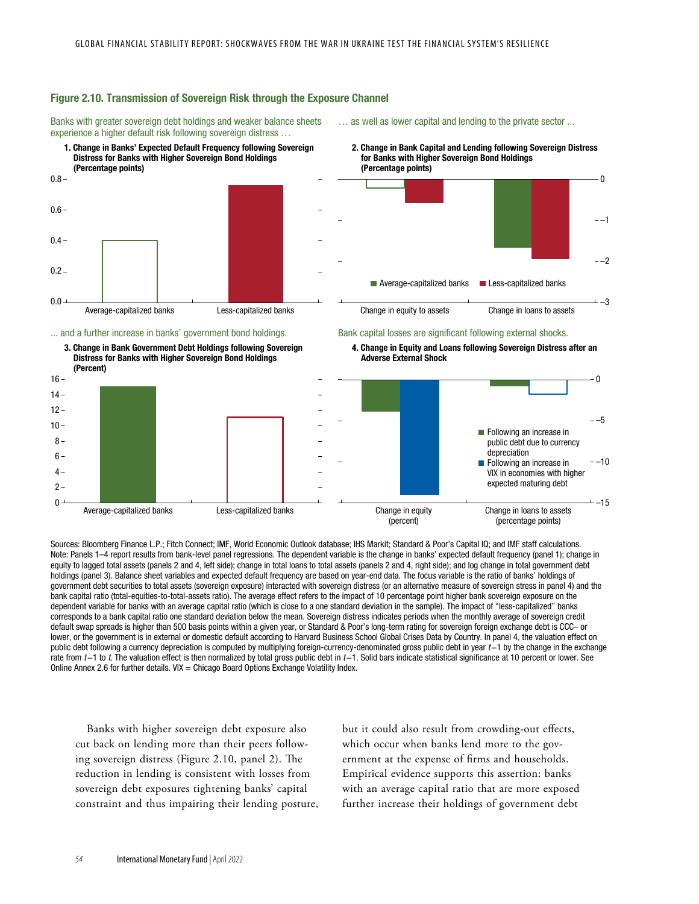**Figure 2.10. Transmission of Sovereign Risk through the Exposure Channel**

Banks with greater sovereign debt holdings and weaker balance sheets experience a higher default risk following sovereign distress …

**1. Change in Banks' Expected Default Frequency following Sovereign Distress for Banks with Higher Sovereign Bond Holdings**
**(Percentage points)**

0.8
0.6
0.4
0.2
0.0
Average-capitalized banks
Less-capitalized banks

… as well as lower capital and lending to the private sector …

**2. Change in Bank Capital and Lending following Sovereign Distress for Banks with Higher Sovereign Bond Holdings**
**(Percentage points)**

0
–1
–2
–3
Average-capitalized banks
Less-capitalized banks
Change in equity to assets
Change in loans to assets

… and a further increase in banks' government bond holdings.

**3. Change in Bank Government Debt Holdings following Sovereign Distress for Banks with Higher Sovereign Bond Holdings**
**(Percent)**

16
14
12
10
8
6
4
2
0
Average-capitalized banks
Less-capitalized banks

Bank capital losses are significant following external shocks.

**4. Change in Equity and Loans following Sovereign Distress after an Adverse External Shock**

0
–5
–10
–15
Following an increase in public debt due to currency depreciation
Following an increase in VIX in economies with higher expected maturing debt
Change in equity (percent)
Change in loans to assets (percentage points)

Sources: Bloomberg Finance L.P.; Fitch Connect; IMF, World Economic Outlook database; IHS Markit; Standard & Poor's Capital IQ; and IMF staff calculations.
Note: Panels 1–4 report results from bank-level panel regressions. The dependent variable is the change in banks' expected default frequency (panel 1); change in equity to lagged total assets (panels 2 and 4, left side); change in total loans to total assets (panels 2 and 4, right side); and log change in total government debt holdings (panel 3). Balance sheet variables and expected default frequency are based on year-end data. The focus variable is the ratio of banks' holdings of government debt securities to total assets (sovereign exposure) interacted with sovereign distress (or an alternative measure of sovereign stress in panel 4) and the bank capital ratio (total-equities-to-total-assets ratio). The average effect refers to the impact of 10 percentage point higher bank sovereign exposure on the dependent variable for banks with an average capital ratio (which is close to a one standard deviation in the sample). The impact of "less-capitalized" banks corresponds to a bank capital ratio one standard deviation below the mean. Sovereign distress indicates periods when the monthly average of sovereign credit default swap spreads is higher than 500 basis points within a given year, or Standard & Poor's long-term rating for sovereign foreign exchange debt is CCC– or lower, or the government is in external or domestic default according to Harvard Business School Global Crises Data by Country. In panel 4, the valuation effect on public debt following a currency depreciation is computed by multiplying foreign-currency-denominated gross public debt in year $t$–1 by the change in the exchange rate from $t$–1 to $t$. The valuation effect is then normalized by total gross public debt in $t$–1. Solid bars indicate statistical significance at 10 percent or lower. See Online Annex 2.6 for further details. VIX = Chicago Board Options Exchange Volatility Index.

Banks with higher sovereign debt exposure also cut back on lending more than their peers following sovereign distress (Figure 2.10, panel 2). The reduction in lending is consistent with losses from sovereign debt exposures tightening banks' capital constraint and thus impairing their lending posture, but it could also result from crowding-out effects, which occur when banks lend more to the government at the expense of firms and households. Empirical evidence supports this assertion: banks with an average capital ratio that are more exposed further increase their holdings of government debt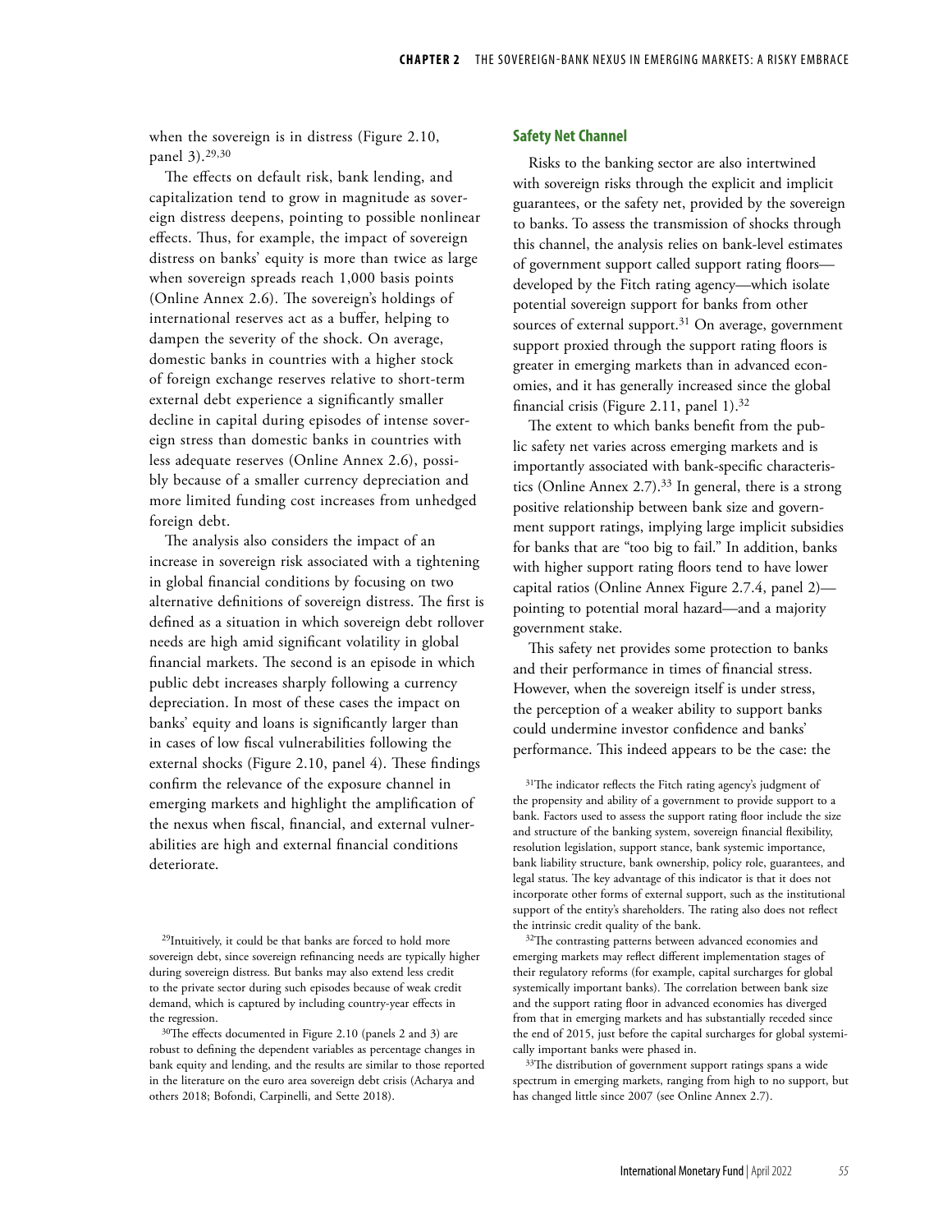when the sovereign is in distress (Figure 2.10, panel 3).[29,30]

The effects on default risk, bank lending, and capitalization tend to grow in magnitude as sovereign distress deepens, pointing to possible nonlinear effects. Thus, for example, the impact of sovereign distress on banks' equity is more than twice as large when sovereign spreads reach 1,000 basis points (Online Annex 2.6). The sovereign's holdings of international reserves act as a buffer, helping to dampen the severity of the shock. On average, domestic banks in countries with a higher stock of foreign exchange reserves relative to short-term external debt experience a significantly smaller decline in capital during episodes of intense sovereign stress than domestic banks in countries with less adequate reserves (Online Annex 2.6), possibly because of a smaller currency depreciation and more limited funding cost increases from unhedged foreign debt.

The analysis also considers the impact of an increase in sovereign risk associated with a tightening in global financial conditions by focusing on two alternative definitions of sovereign distress. The first is defined as a situation in which sovereign debt rollover needs are high amid significant volatility in global financial markets. The second is an episode in which public debt increases sharply following a currency depreciation. In most of these cases the impact on banks' equity and loans is significantly larger than in cases of low fiscal vulnerabilities following the external shocks (Figure 2.10, panel 4). These findings confirm the relevance of the exposure channel in emerging markets and highlight the amplification of the nexus when fiscal, financial, and external vulnerabilities are high and external financial conditions deteriorate.

### Safety Net Channel

Risks to the banking sector are also intertwined with sovereign risks through the explicit and implicit guarantees, or the safety net, provided by the sovereign to banks. To assess the transmission of shocks through this channel, the analysis relies on bank-level estimates of government support called support rating floors—developed by the Fitch rating agency—which isolate potential sovereign support for banks from other sources of external support.[31] On average, government support proxied through the support rating floors is greater in emerging markets than in advanced economies, and it has generally increased since the global financial crisis (Figure 2.11, panel 1).[32]

The extent to which banks benefit from the public safety net varies across emerging markets and is importantly associated with bank-specific characteristics (Online Annex 2.7).[33] In general, there is a strong positive relationship between bank size and government support ratings, implying large implicit subsidies for banks that are "too big to fail." In addition, banks with higher support rating floors tend to have lower capital ratios (Online Annex Figure 2.7.4, panel 2)—pointing to potential moral hazard—and a majority government stake.

This safety net provides some protection to banks and their performance in times of financial stress. However, when the sovereign itself is under stress, the perception of a weaker ability to support banks could undermine investor confidence and banks' performance. This indeed appears to be the case: the

[29]Intuitively, it could be that banks are forced to hold more sovereign debt, since sovereign refinancing needs are typically higher during sovereign distress. But banks may also extend less credit to the private sector during such episodes because of weak credit demand, which is captured by including country-year effects in the regression.

[30]The effects documented in Figure 2.10 (panels 2 and 3) are robust to defining the dependent variables as percentage changes in bank equity and lending, and the results are similar to those reported in the literature on the euro area sovereign debt crisis (Acharya and others 2018; Bofondi, Carpinelli, and Sette 2018).

[31]The indicator reflects the Fitch rating agency's judgment of the propensity and ability of a government to provide support to a bank. Factors used to assess the support rating floor include the size and structure of the banking system, sovereign financial flexibility, resolution legislation, support stance, bank systemic importance, bank liability structure, bank ownership, policy role, guarantees, and legal status. The key advantage of this indicator is that it does not incorporate other forms of external support, such as the institutional support of the entity's shareholders. The rating also does not reflect the intrinsic credit quality of the bank.

[32]The contrasting patterns between advanced economies and emerging markets may reflect different implementation stages of their regulatory reforms (for example, capital surcharges for global systemically important banks). The correlation between bank size and the support rating floor in advanced economies has diverged from that in emerging markets and has substantially receded since the end of 2015, just before the capital surcharges for global systemically important banks were phased in.

[33]The distribution of government support ratings spans a wide spectrum in emerging markets, ranging from high to no support, but has changed little since 2007 (see Online Annex 2.7).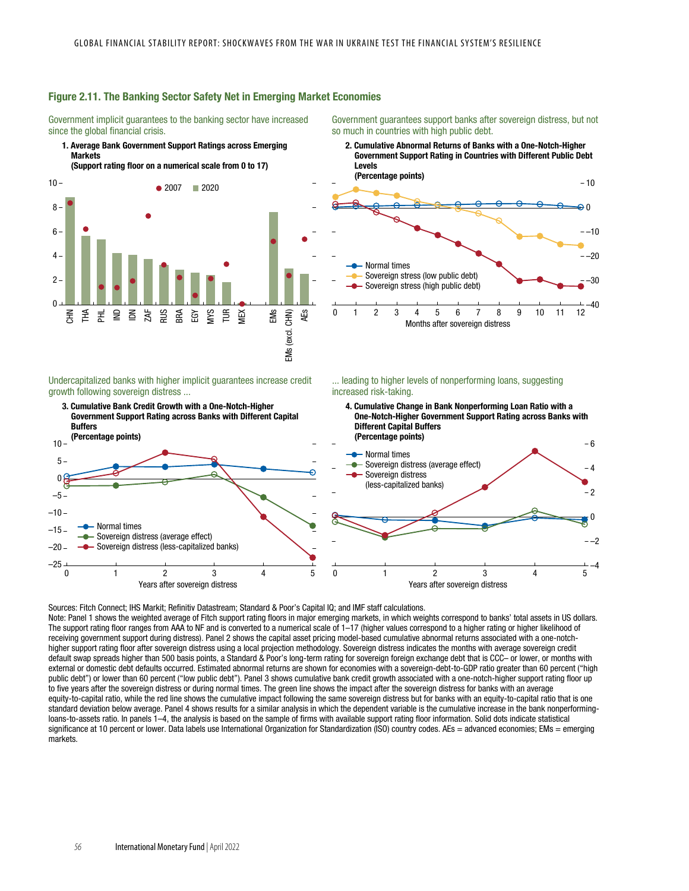### Figure 2.11. The Banking Sector Safety Net in Emerging Market Economies

Government implicit guarantees to the banking sector have increased since the global financial crisis.

**1. Average Bank Government Support Ratings across Emerging Markets**
**(Support rating floor on a numerical scale from 0 to 17)**

2007
2020

10
8
6
4
2
0

CHN THA PHL IND IDN ZAF RUS BRA EGY MYS TUR MEX EMs EMs (excl. CHN) AEs

Government guarantees support banks after sovereign distress, but not so much in countries with high public debt.

**2. Cumulative Abnormal Returns of Banks with a One-Notch-Higher Government Support Rating in Countries with Different Public Debt Levels**
**(Percentage points)**

Normal times
Sovereign stress (low public debt)
Sovereign stress (high public debt)

10
0
–10
–20
–30
–40

0 1 2 3 4 5 6 7 8 9 10 11 12
Months after sovereign distress

Undercapitalized banks with higher implicit guarantees increase credit growth following sovereign distress ...

**3. Cumulative Bank Credit Growth with a One-Notch-Higher Government Support Rating across Banks with Different Capital Buffers**
**(Percentage points)**

Normal times
Sovereign distress (average effect)
Sovereign distress (less-capitalized banks)

10
5
0
–5
–10
–15
–20
–25

0 1 2 3 4 5
Years after sovereign distress

... leading to higher levels of nonperforming loans, suggesting increased risk-taking.

**4. Cumulative Change in Bank Nonperforming Loan Ratio with a One-Notch-Higher Government Support Rating across Banks with Different Capital Buffers**
**(Percentage points)**

Normal times
Sovereign distress (average effect)
Sovereign distress (less-capitalized banks)

6
4
2
0
–2
–4

0 1 2 3 4 5
Years after sovereign distress

Sources: Fitch Connect; IHS Markit; Refinitiv Datastream; Standard & Poor's Capital IQ; and IMF staff calculations.
Note: Panel 1 shows the weighted average of Fitch support rating floors in major emerging markets, in which weights correspond to banks' total assets in US dollars. The support rating floor ranges from AAA to NF and is converted to a numerical scale of 1–17 (higher values correspond to a higher rating or higher likelihood of receiving government support during distress). Panel 2 shows the capital asset pricing model-based cumulative abnormal returns associated with a one-notch-higher support rating floor after sovereign distress using a local projection methodology. Sovereign distress indicates the months with average sovereign credit default swap spreads higher than 500 basis points, a Standard & Poor's long-term rating for sovereign foreign exchange debt that is CCC– or lower, or months with external or domestic debt defaults occurred. Estimated abnormal returns are shown for economies with a sovereign-debt-to-GDP ratio greater than 60 percent ("high public debt") or lower than 60 percent ("low public debt"). Panel 3 shows cumulative bank credit growth associated with a one-notch-higher support rating floor up to five years after the sovereign distress or during normal times. The green line shows the impact after the sovereign distress for banks with an average equity-to-capital ratio, while the red line shows the cumulative impact following the same sovereign distress but for banks with an equity-to-capital ratio that is one standard deviation below average. Panel 4 shows results for a similar analysis in which the dependent variable is the cumulative increase in the bank nonperforming-loans-to-assets ratio. In panels 1–4, the analysis is based on the sample of firms with available support rating floor information. Solid dots indicate statistical significance at 10 percent or lower. Data labels use International Organization for Standardization (ISO) country codes. AEs = advanced economies; EMs = emerging markets.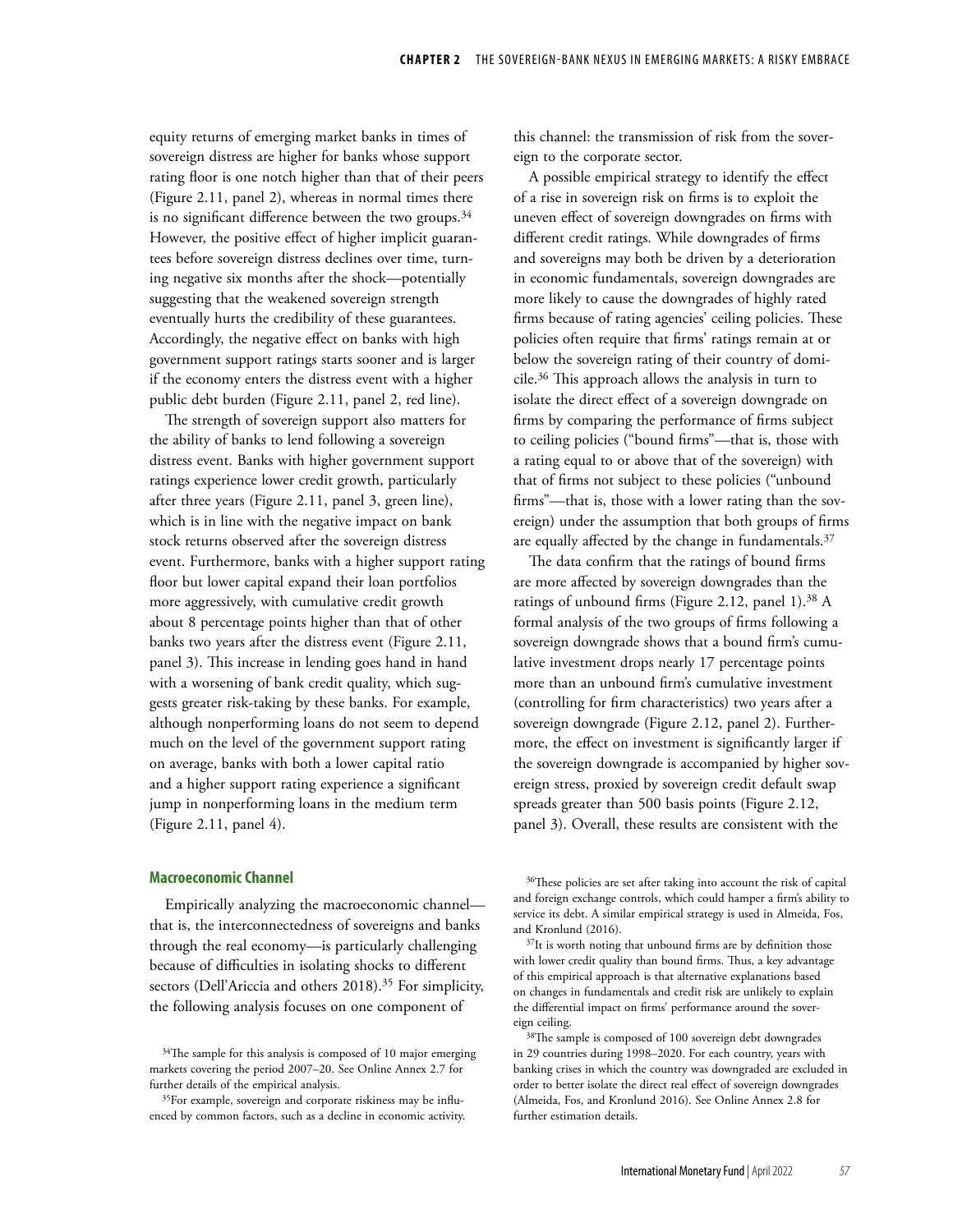equity returns of emerging market banks in times of sovereign distress are higher for banks whose support rating floor is one notch higher than that of their peers (Figure 2.11, panel 2), whereas in normal times there is no significant difference between the two groups.[34] However, the positive effect of higher implicit guarantees before sovereign distress declines over time, turning negative six months after the shock—potentially suggesting that the weakened sovereign strength eventually hurts the credibility of these guarantees. Accordingly, the negative effect on banks with high government support ratings starts sooner and is larger if the economy enters the distress event with a higher public debt burden (Figure 2.11, panel 2, red line).

The strength of sovereign support also matters for the ability of banks to lend following a sovereign distress event. Banks with higher government support ratings experience lower credit growth, particularly after three years (Figure 2.11, panel 3, green line), which is in line with the negative impact on bank stock returns observed after the sovereign distress event. Furthermore, banks with a higher support rating floor but lower capital expand their loan portfolios more aggressively, with cumulative credit growth about 8 percentage points higher than that of other banks two years after the distress event (Figure 2.11, panel 3). This increase in lending goes hand in hand with a worsening of bank credit quality, which suggests greater risk-taking by these banks. For example, although nonperforming loans do not seem to depend much on the level of the government support rating on average, banks with both a lower capital ratio and a higher support rating experience a significant jump in nonperforming loans in the medium term (Figure 2.11, panel 4).

### Macroeconomic Channel

Empirically analyzing the macroeconomic channel—that is, the interconnectedness of sovereigns and banks through the real economy—is particularly challenging because of difficulties in isolating shocks to different sectors (Dell'Ariccia and others 2018).[35] For simplicity, the following analysis focuses on one component of this channel: the transmission of risk from the sovereign to the corporate sector.

A possible empirical strategy to identify the effect of a rise in sovereign risk on firms is to exploit the uneven effect of sovereign downgrades on firms with different credit ratings. While downgrades of firms and sovereigns may both be driven by a deterioration in economic fundamentals, sovereign downgrades are more likely to cause the downgrades of highly rated firms because of rating agencies' ceiling policies. These policies often require that firms' ratings remain at or below the sovereign rating of their country of domicile.[36] This approach allows the analysis in turn to isolate the direct effect of a sovereign downgrade on firms by comparing the performance of firms subject to ceiling policies ("bound firms"—that is, those with a rating equal to or above that of the sovereign) with that of firms not subject to these policies ("unbound firms"—that is, those with a lower rating than the sovereign) under the assumption that both groups of firms are equally affected by the change in fundamentals.[37]

The data confirm that the ratings of bound firms are more affected by sovereign downgrades than the ratings of unbound firms (Figure 2.12, panel 1).[38] A formal analysis of the two groups of firms following a sovereign downgrade shows that a bound firm's cumulative investment drops nearly 17 percentage points more than an unbound firm's cumulative investment (controlling for firm characteristics) two years after a sovereign downgrade (Figure 2.12, panel 2). Furthermore, the effect on investment is significantly larger if the sovereign downgrade is accompanied by higher sovereign stress, proxied by sovereign credit default swap spreads greater than 500 basis points (Figure 2.12, panel 3). Overall, these results are consistent with the

[34]The sample for this analysis is composed of 10 major emerging markets covering the period 2007–20. See Online Annex 2.7 for further details of the empirical analysis.

[35]For example, sovereign and corporate riskiness may be influenced by common factors, such as a decline in economic activity.

[36]These policies are set after taking into account the risk of capital and foreign exchange controls, which could hamper a firm's ability to service its debt. A similar empirical strategy is used in Almeida, Fos, and Kronlund (2016).

[37]It is worth noting that unbound firms are by definition those with lower credit quality than bound firms. Thus, a key advantage of this empirical approach is that alternative explanations based on changes in fundamentals and credit risk are unlikely to explain the differential impact on firms' performance around the sovereign ceiling.

[38]The sample is composed of 100 sovereign debt downgrades in 29 countries during 1998–2020. For each country, years with banking crises in which the country was downgraded are excluded in order to better isolate the direct real effect of sovereign downgrades (Almeida, Fos, and Kronlund 2016). See Online Annex 2.8 for further estimation details.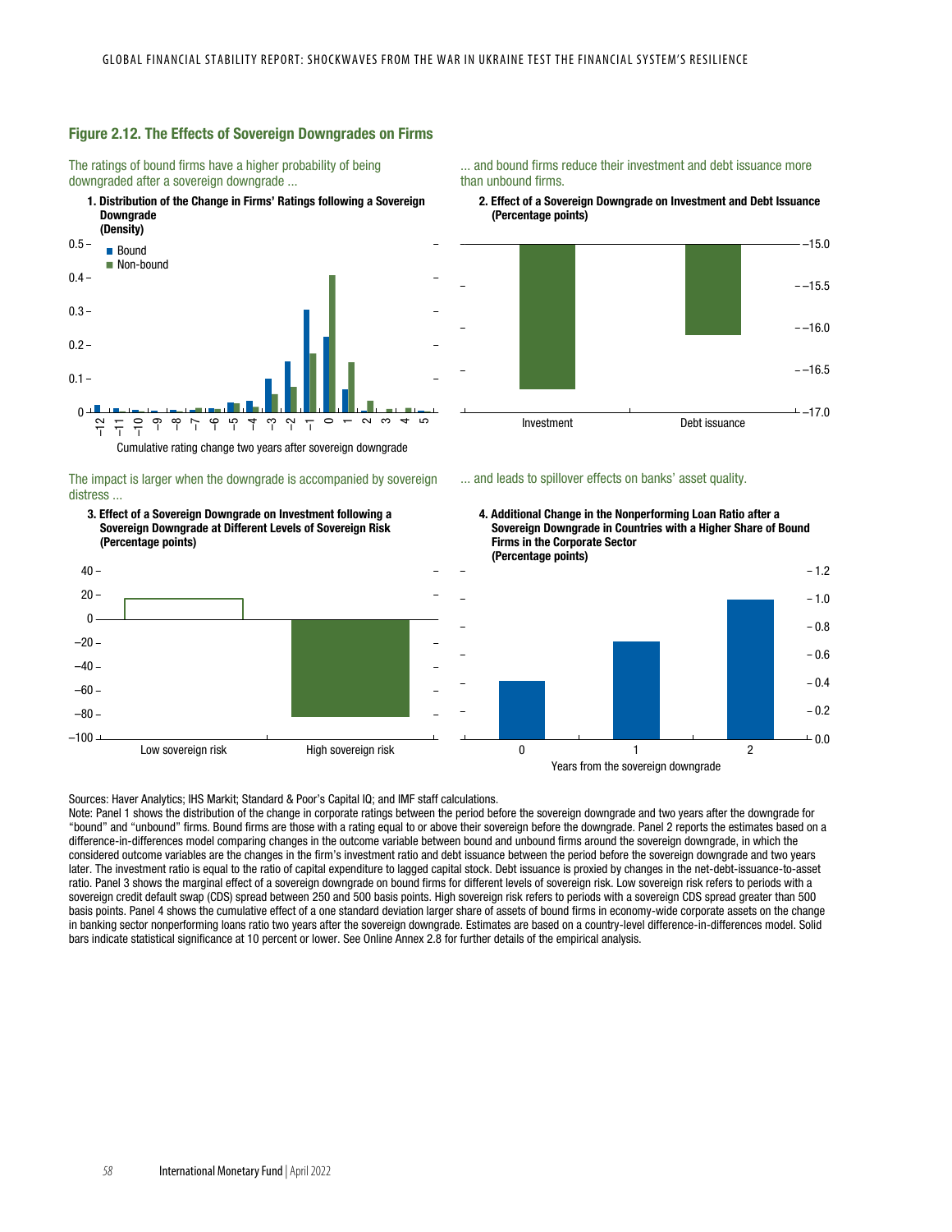### Figure 2.12. The Effects of Sovereign Downgrades on Firms

The ratings of bound firms have a higher probability of being downgraded after a sovereign downgrade ...

**1. Distribution of the Change in Firms' Ratings following a Sovereign Downgrade**
**(Density)**

0.5
0.4
0.3
0.2
0.1
0

Bound
Non-bound

–12 –11 –10 –9 –8 –7 –6 –5 –4 –3 –2 –1 0 1 2 3 4 5

Cumulative rating change two years after sovereign downgrade

... and bound firms reduce their investment and debt issuance more than unbound firms.

**2. Effect of a Sovereign Downgrade on Investment and Debt Issuance**
**(Percentage points)**

–15.0
–15.5
–16.0
–16.5
–17.0

Investment
Debt issuance

The impact is larger when the downgrade is accompanied by sovereign distress ...

**3. Effect of a Sovereign Downgrade on Investment following a Sovereign Downgrade at Different Levels of Sovereign Risk**
**(Percentage points)**

40
20
0
–20
–40
–60
–80
–100

Low sovereign risk
High sovereign risk

... and leads to spillover effects on banks' asset quality.

**4. Additional Change in the Nonperforming Loan Ratio after a Sovereign Downgrade in Countries with a Higher Share of Bound Firms in the Corporate Sector**
**(Percentage points)**

1.2
1.0
0.8
0.6
0.4
0.2
0.0

0
1
2

Years from the sovereign downgrade

Sources: Haver Analytics; IHS Markit; Standard & Poor's Capital IQ; and IMF staff calculations.

Note: Panel 1 shows the distribution of the change in corporate ratings between the period before the sovereign downgrade and two years after the downgrade for "bound" and "unbound" firms. Bound firms are those with a rating equal to or above their sovereign before the downgrade. Panel 2 reports the estimates based on a difference-in-differences model comparing changes in the outcome variable between bound and unbound firms around the sovereign downgrade, in which the considered outcome variables are the changes in the firm's investment ratio and debt issuance between the period before the sovereign downgrade and two years later. The investment ratio is equal to the ratio of capital expenditure to lagged capital stock. Debt issuance is proxied by changes in the net-debt-issuance-to-asset ratio. Panel 3 shows the marginal effect of a sovereign downgrade on bound firms for different levels of sovereign risk. Low sovereign risk refers to periods with a sovereign credit default swap (CDS) spread between 250 and 500 basis points. High sovereign risk refers to periods with a sovereign CDS spread greater than 500 basis points. Panel 4 shows the cumulative effect of a one standard deviation larger share of assets of bound firms in economy-wide corporate assets on the change in banking sector nonperforming loans ratio two years after the sovereign downgrade. Estimates are based on a country-level difference-in-differences model. Solid bars indicate statistical significance at 10 percent or lower. See Online Annex 2.8 for further details of the empirical analysis.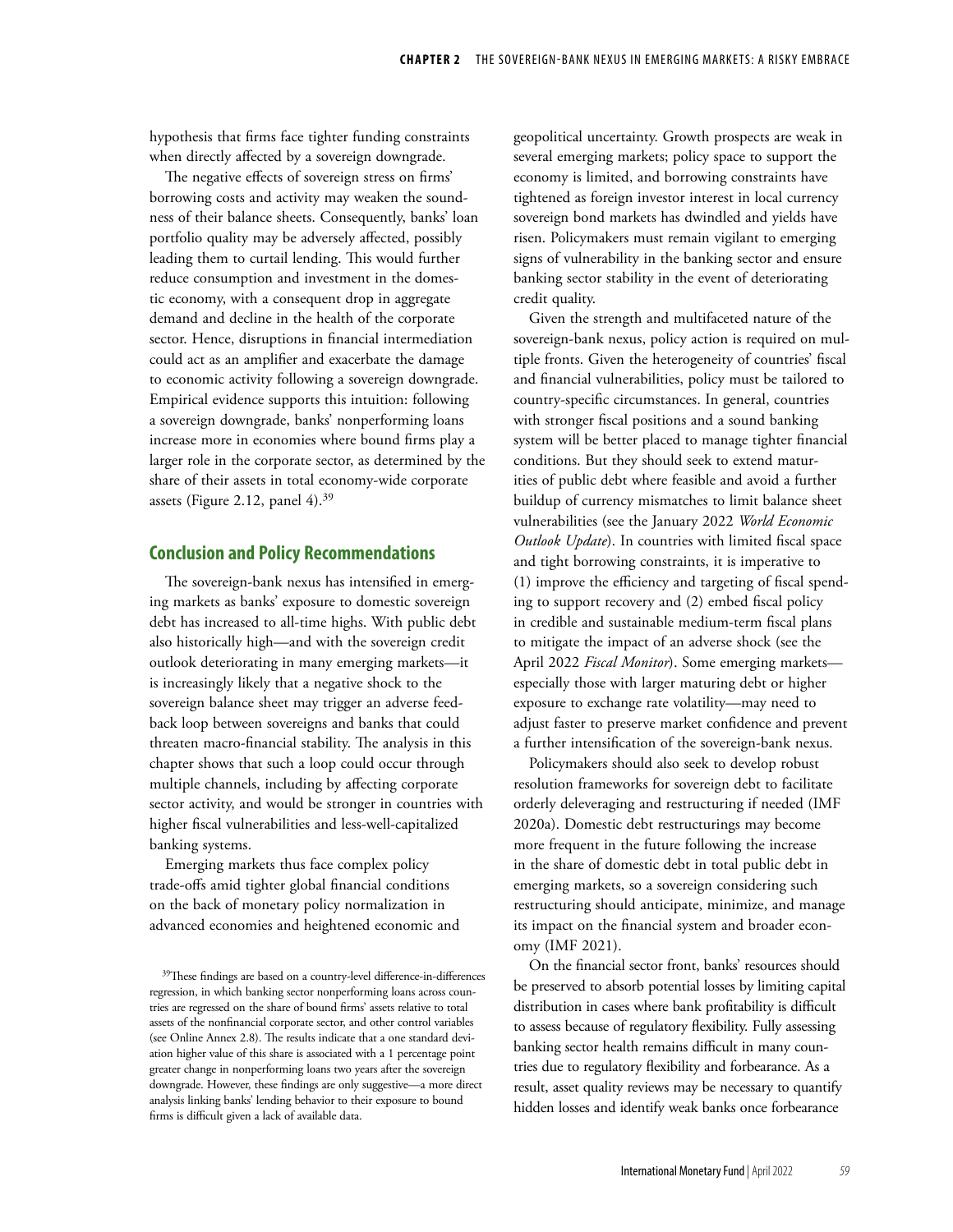hypothesis that firms face tighter funding constraints when directly affected by a sovereign downgrade.

The negative effects of sovereign stress on firms' borrowing costs and activity may weaken the soundness of their balance sheets. Consequently, banks' loan portfolio quality may be adversely affected, possibly leading them to curtail lending. This would further reduce consumption and investment in the domestic economy, with a consequent drop in aggregate demand and decline in the health of the corporate sector. Hence, disruptions in financial intermediation could act as an amplifier and exacerbate the damage to economic activity following a sovereign downgrade. Empirical evidence supports this intuition: following a sovereign downgrade, banks' nonperforming loans increase more in economies where bound firms play a larger role in the corporate sector, as determined by the share of their assets in total economy-wide corporate assets (Figure 2.12, panel 4).[39]

## Conclusion and Policy Recommendations

The sovereign-bank nexus has intensified in emerging markets as banks' exposure to domestic sovereign debt has increased to all-time highs. With public debt also historically high—and with the sovereign credit outlook deteriorating in many emerging markets—it is increasingly likely that a negative shock to the sovereign balance sheet may trigger an adverse feedback loop between sovereigns and banks that could threaten macro-financial stability. The analysis in this chapter shows that such a loop could occur through multiple channels, including by affecting corporate sector activity, and would be stronger in countries with higher fiscal vulnerabilities and less-well-capitalized banking systems.

Emerging markets thus face complex policy trade-offs amid tighter global financial conditions on the back of monetary policy normalization in advanced economies and heightened economic and geopolitical uncertainty. Growth prospects are weak in several emerging markets; policy space to support the economy is limited, and borrowing constraints have tightened as foreign investor interest in local currency sovereign bond markets has dwindled and yields have risen. Policymakers must remain vigilant to emerging signs of vulnerability in the banking sector and ensure banking sector stability in the event of deteriorating credit quality.

Given the strength and multifaceted nature of the sovereign-bank nexus, policy action is required on multiple fronts. Given the heterogeneity of countries' fiscal and financial vulnerabilities, policy must be tailored to country-specific circumstances. In general, countries with stronger fiscal positions and a sound banking system will be better placed to manage tighter financial conditions. But they should seek to extend maturities of public debt where feasible and avoid a further buildup of currency mismatches to limit balance sheet vulnerabilities (see the January 2022 *World Economic Outlook Update*). In countries with limited fiscal space and tight borrowing constraints, it is imperative to (1) improve the efficiency and targeting of fiscal spending to support recovery and (2) embed fiscal policy in credible and sustainable medium-term fiscal plans to mitigate the impact of an adverse shock (see the April 2022 *Fiscal Monitor*). Some emerging markets—especially those with larger maturing debt or higher exposure to exchange rate volatility—may need to adjust faster to preserve market confidence and prevent a further intensification of the sovereign-bank nexus.

Policymakers should also seek to develop robust resolution frameworks for sovereign debt to facilitate orderly deleveraging and restructuring if needed (IMF 2020a). Domestic debt restructurings may become more frequent in the future following the increase in the share of domestic debt in total public debt in emerging markets, so a sovereign considering such restructuring should anticipate, minimize, and manage its impact on the financial system and broader economy (IMF 2021).

On the financial sector front, banks' resources should be preserved to absorb potential losses by limiting capital distribution in cases where bank profitability is difficult to assess because of regulatory flexibility. Fully assessing banking sector health remains difficult in many countries due to regulatory flexibility and forbearance. As a result, asset quality reviews may be necessary to quantify hidden losses and identify weak banks once forbearance

[39]These findings are based on a country-level difference-in-differences regression, in which banking sector nonperforming loans across countries are regressed on the share of bound firms' assets relative to total assets of the nonfinancial corporate sector, and other control variables (see Online Annex 2.8). The results indicate that a one standard deviation higher value of this share is associated with a 1 percentage point greater change in nonperforming loans two years after the sovereign downgrade. However, these findings are only suggestive—a more direct analysis linking banks' lending behavior to their exposure to bound firms is difficult given a lack of available data.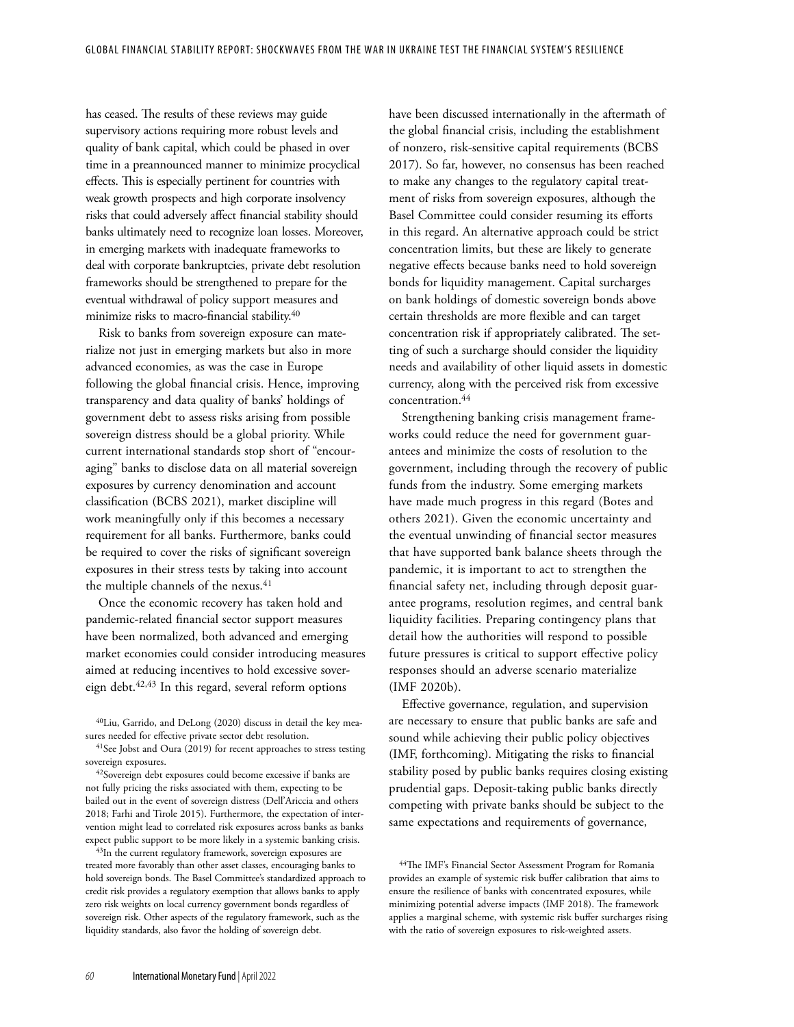has ceased. The results of these reviews may guide supervisory actions requiring more robust levels and quality of bank capital, which could be phased in over time in a preannounced manner to minimize procyclical effects. This is especially pertinent for countries with weak growth prospects and high corporate insolvency risks that could adversely affect financial stability should banks ultimately need to recognize loan losses. Moreover, in emerging markets with inadequate frameworks to deal with corporate bankruptcies, private debt resolution frameworks should be strengthened to prepare for the eventual withdrawal of policy support measures and minimize risks to macro-financial stability.[40]

Risk to banks from sovereign exposure can materialize not just in emerging markets but also in more advanced economies, as was the case in Europe following the global financial crisis. Hence, improving transparency and data quality of banks' holdings of government debt to assess risks arising from possible sovereign distress should be a global priority. While current international standards stop short of "encouraging" banks to disclose data on all material sovereign exposures by currency denomination and account classification (BCBS 2021), market discipline will work meaningfully only if this becomes a necessary requirement for all banks. Furthermore, banks could be required to cover the risks of significant sovereign exposures in their stress tests by taking into account the multiple channels of the nexus.[41]

Once the economic recovery has taken hold and pandemic-related financial sector support measures have been normalized, both advanced and emerging market economies could consider introducing measures aimed at reducing incentives to hold excessive sovereign debt.[42,43] In this regard, several reform options have been discussed internationally in the aftermath of the global financial crisis, including the establishment of nonzero, risk-sensitive capital requirements (BCBS 2017). So far, however, no consensus has been reached to make any changes to the regulatory capital treatment of risks from sovereign exposures, although the Basel Committee could consider resuming its efforts in this regard. An alternative approach could be strict concentration limits, but these are likely to generate negative effects because banks need to hold sovereign bonds for liquidity management. Capital surcharges on bank holdings of domestic sovereign bonds above certain thresholds are more flexible and can target concentration risk if appropriately calibrated. The setting of such a surcharge should consider the liquidity needs and availability of other liquid assets in domestic currency, along with the perceived risk from excessive concentration.[44]

Strengthening banking crisis management frameworks could reduce the need for government guarantees and minimize the costs of resolution to the government, including through the recovery of public funds from the industry. Some emerging markets have made much progress in this regard (Botes and others 2021). Given the economic uncertainty and the eventual unwinding of financial sector measures that have supported bank balance sheets through the pandemic, it is important to act to strengthen the financial safety net, including through deposit guarantee programs, resolution regimes, and central bank liquidity facilities. Preparing contingency plans that detail how the authorities will respond to possible future pressures is critical to support effective policy responses should an adverse scenario materialize (IMF 2020b).

Effective governance, regulation, and supervision are necessary to ensure that public banks are safe and sound while achieving their public policy objectives (IMF, forthcoming). Mitigating the risks to financial stability posed by public banks requires closing existing prudential gaps. Deposit-taking public banks directly competing with private banks should be subject to the same expectations and requirements of governance,

[40] Liu, Garrido, and DeLong (2020) discuss in detail the key measures needed for effective private sector debt resolution.

[41] See Jobst and Oura (2019) for recent approaches to stress testing sovereign exposures.

[42] Sovereign debt exposures could become excessive if banks are not fully pricing the risks associated with them, expecting to be bailed out in the event of sovereign distress (Dell'Ariccia and others 2018; Farhi and Tirole 2015). Furthermore, the expectation of intervention might lead to correlated risk exposures across banks as banks expect public support to be more likely in a systemic banking crisis.

[43] In the current regulatory framework, sovereign exposures are treated more favorably than other asset classes, encouraging banks to hold sovereign bonds. The Basel Committee's standardized approach to credit risk provides a regulatory exemption that allows banks to apply zero risk weights on local currency government bonds regardless of sovereign risk. Other aspects of the regulatory framework, such as the liquidity standards, also favor the holding of sovereign debt.

[44] The IMF's Financial Sector Assessment Program for Romania provides an example of systemic risk buffer calibration that aims to ensure the resilience of banks with concentrated exposures, while minimizing potential adverse impacts (IMF 2018). The framework applies a marginal scheme, with systemic risk buffer surcharges rising with the ratio of sovereign exposures to risk-weighted assets.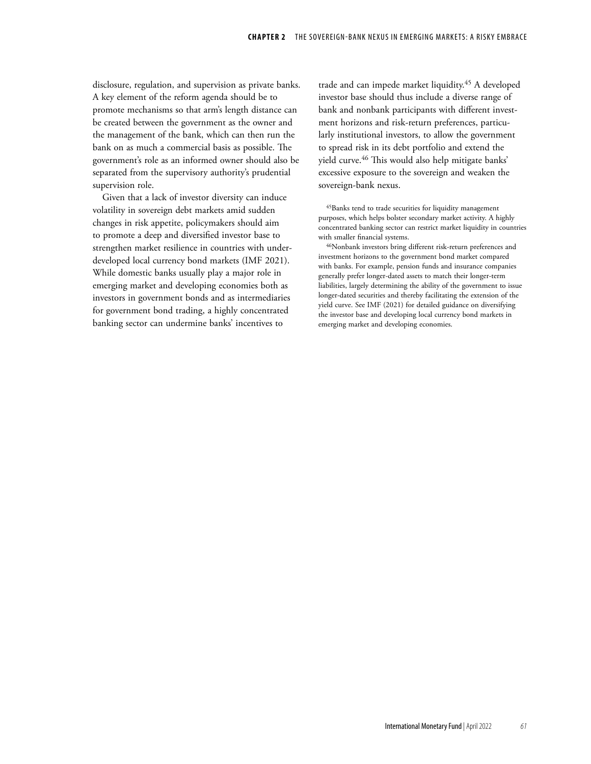disclosure, regulation, and supervision as private banks. A key element of the reform agenda should be to promote mechanisms so that arm's length distance can be created between the government as the owner and the management of the bank, which can then run the bank on as much a commercial basis as possible. The government's role as an informed owner should also be separated from the supervisory authority's prudential supervision role.

Given that a lack of investor diversity can induce volatility in sovereign debt markets amid sudden changes in risk appetite, policymakers should aim to promote a deep and diversified investor base to strengthen market resilience in countries with underdeveloped local currency bond markets (IMF 2021). While domestic banks usually play a major role in emerging market and developing economies both as investors in government bonds and as intermediaries for government bond trading, a highly concentrated banking sector can undermine banks' incentives to trade and can impede market liquidity.[45] A developed investor base should thus include a diverse range of bank and nonbank participants with different investment horizons and risk-return preferences, particularly institutional investors, to allow the government to spread risk in its debt portfolio and extend the yield curve.[46] This would also help mitigate banks' excessive exposure to the sovereign and weaken the sovereign-bank nexus.

[45]Banks tend to trade securities for liquidity management purposes, which helps bolster secondary market activity. A highly concentrated banking sector can restrict market liquidity in countries with smaller financial systems.

[46]Nonbank investors bring different risk-return preferences and investment horizons to the government bond market compared with banks. For example, pension funds and insurance companies generally prefer longer-dated assets to match their longer-term liabilities, largely determining the ability of the government to issue longer-dated securities and thereby facilitating the extension of the yield curve. See IMF (2021) for detailed guidance on diversifying the investor base and developing local currency bond markets in emerging market and developing economies.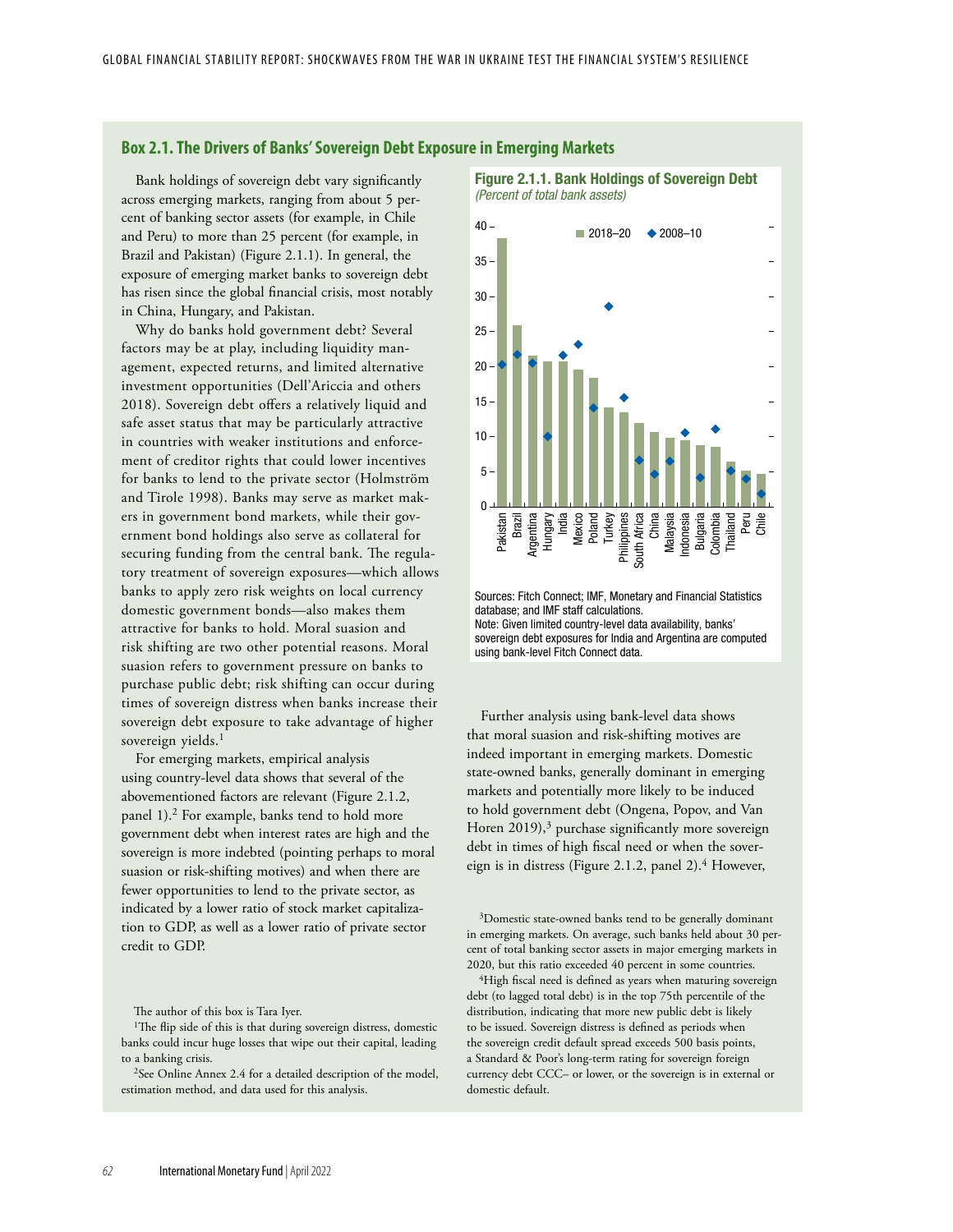## Box 2.1. The Drivers of Banks' Sovereign Debt Exposure in Emerging Markets

Bank holdings of sovereign debt vary significantly across emerging markets, ranging from about 5 percent of banking sector assets (for example, in Chile and Peru) to more than 25 percent (for example, in Brazil and Pakistan) (Figure 2.1.1). In general, the exposure of emerging market banks to sovereign debt has risen since the global financial crisis, most notably in China, Hungary, and Pakistan.

Why do banks hold government debt? Several factors may be at play, including liquidity management, expected returns, and limited alternative investment opportunities (Dell'Ariccia and others 2018). Sovereign debt offers a relatively liquid and safe asset status that may be particularly attractive in countries with weaker institutions and enforcement of creditor rights that could lower incentives for banks to lend to the private sector (Holmström and Tirole 1998). Banks may serve as market makers in government bond markets, while their government bond holdings also serve as collateral for securing funding from the central bank. The regulatory treatment of sovereign exposures—which allows banks to apply zero risk weights on local currency domestic government bonds—also makes them attractive for banks to hold. Moral suasion and risk shifting are two other potential reasons. Moral suasion refers to government pressure on banks to purchase public debt; risk shifting can occur during times of sovereign distress when banks increase their sovereign debt exposure to take advantage of higher sovereign yields.[1]

For emerging markets, empirical analysis using country-level data shows that several of the abovementioned factors are relevant (Figure 2.1.2, panel 1).[2] For example, banks tend to hold more government debt when interest rates are high and the sovereign is more indebted (pointing perhaps to moral suasion or risk-shifting motives) and when there are fewer opportunities to lend to the private sector, as indicated by a lower ratio of stock market capitalization to GDP, as well as a lower ratio of private sector credit to GDP.

**Figure 2.1.1. Bank Holdings of Sovereign Debt**
*(Percent of total bank assets)*

2018–20
2008–10

0
5
10
15
20
25
30
35
40

Pakistan
Brazil
Argentina
Hungary
India
Mexico
Poland
Turkey
Philippines
South Africa
China
Malaysia
Indonesia
Bulgaria
Colombia
Thailand
Peru
Chile

Sources: Fitch Connect; IMF, Monetary and Financial Statistics database; and IMF staff calculations.
Note: Given limited country-level data availability, banks' sovereign debt exposures for India and Argentina are computed using bank-level Fitch Connect data.

Further analysis using bank-level data shows that moral suasion and risk-shifting motives are indeed important in emerging markets. Domestic state-owned banks, generally dominant in emerging markets and potentially more likely to be induced to hold government debt (Ongena, Popov, and Van Horen 2019),[3] purchase significantly more sovereign debt in times of high fiscal need or when the sovereign is in distress (Figure 2.1.2, panel 2).[4] However,

The author of this box is Tara Iyer.

[1]The flip side of this is that during sovereign distress, domestic banks could incur huge losses that wipe out their capital, leading to a banking crisis.

[2]See Online Annex 2.4 for a detailed description of the model, estimation method, and data used for this analysis.

[3]Domestic state-owned banks tend to be generally dominant in emerging markets. On average, such banks held about 30 percent of total banking sector assets in major emerging markets in 2020, but this ratio exceeded 40 percent in some countries.

[4]High fiscal need is defined as years when maturing sovereign debt (to lagged total debt) is in the top 75th percentile of the distribution, indicating that more new public debt is likely to be issued. Sovereign distress is defined as periods when the sovereign credit default spread exceeds 500 basis points, a Standard & Poor's long-term rating for sovereign foreign currency debt CCC– or lower, or the sovereign is in external or domestic default.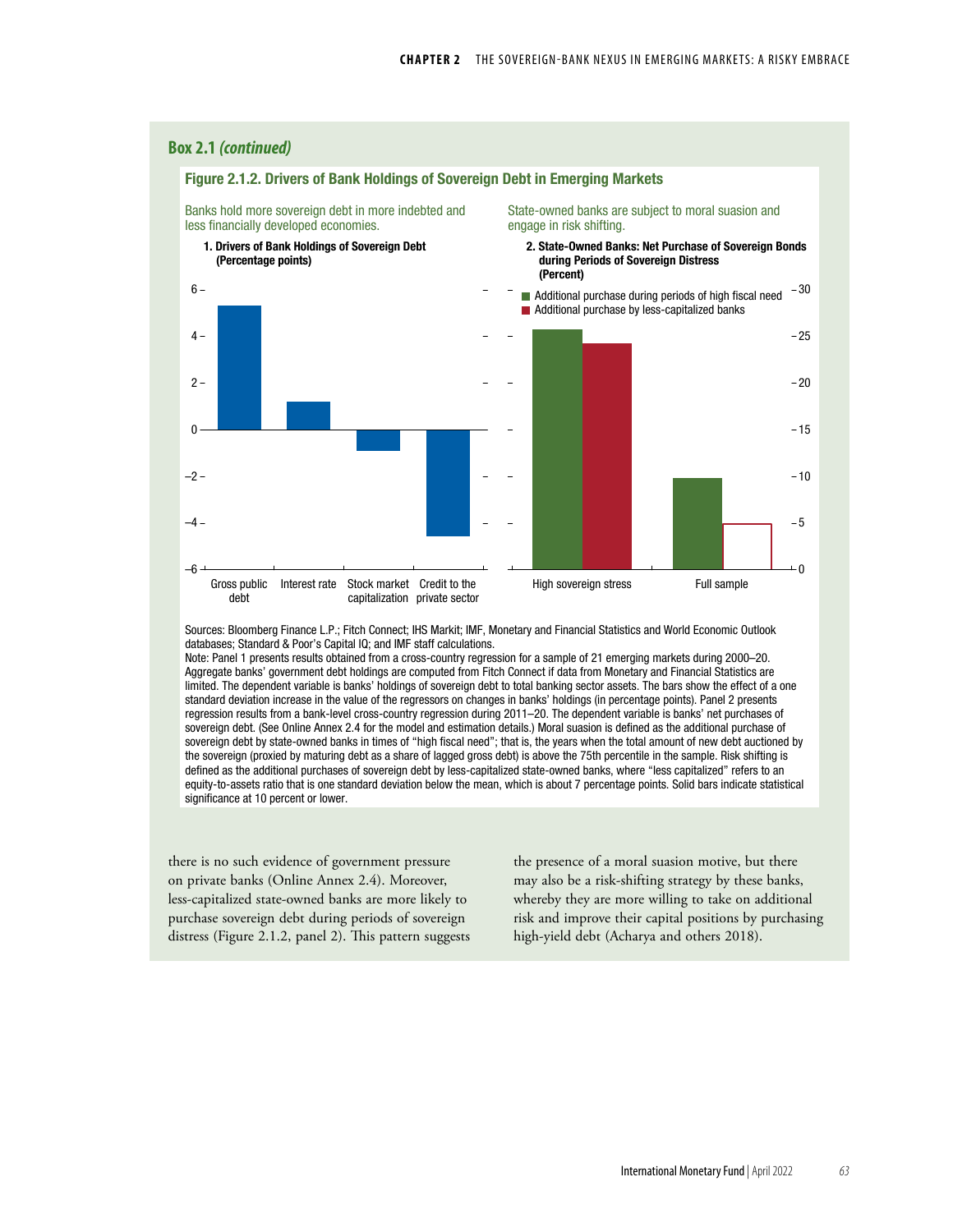## Box 2.1 *(continued)*

### Figure 2.1.2. Drivers of Bank Holdings of Sovereign Debt in Emerging Markets

Banks hold more sovereign debt in more indebted and less financially developed economies.

**1. Drivers of Bank Holdings of Sovereign Debt (Percentage points)**

6
4
2
0
–2
–4
–6

Gross public debt
Interest rate
Stock market capitalization
Credit to the private sector

State-owned banks are subject to moral suasion and engage in risk shifting.

**2. State-Owned Banks: Net Purchase of Sovereign Bonds during Periods of Sovereign Distress (Percent)**

Additional purchase during periods of high fiscal need
Additional purchase by less-capitalized banks

30
25
20
15
10
5
0

High sovereign stress
Full sample

Sources: Bloomberg Finance L.P.; Fitch Connect; IHS Markit; IMF, Monetary and Financial Statistics and World Economic Outlook databases; Standard & Poor's Capital IQ; and IMF staff calculations.

Note: Panel 1 presents results obtained from a cross-country regression for a sample of 21 emerging markets during 2000–20. Aggregate banks' government debt holdings are computed from Fitch Connect if data from Monetary and Financial Statistics are limited. The dependent variable is banks' holdings of sovereign debt to total banking sector assets. The bars show the effect of a one standard deviation increase in the value of the regressors on changes in banks' holdings (in percentage points). Panel 2 presents regression results from a bank-level cross-country regression during 2011–20. The dependent variable is banks' net purchases of sovereign debt. (See Online Annex 2.4 for the model and estimation details.) Moral suasion is defined as the additional purchase of sovereign debt by state-owned banks in times of "high fiscal need"; that is, the years when the total amount of new debt auctioned by the sovereign (proxied by maturing debt as a share of lagged gross debt) is above the 75th percentile in the sample. Risk shifting is defined as the additional purchases of sovereign debt by less-capitalized state-owned banks, where "less capitalized" refers to an equity-to-assets ratio that is one standard deviation below the mean, which is about 7 percentage points. Solid bars indicate statistical significance at 10 percent or lower.

there is no such evidence of government pressure on private banks (Online Annex 2.4). Moreover, less-capitalized state-owned banks are more likely to purchase sovereign debt during periods of sovereign distress (Figure 2.1.2, panel 2). This pattern suggests the presence of a moral suasion motive, but there may also be a risk-shifting strategy by these banks, whereby they are more willing to take on additional risk and improve their capital positions by purchasing high-yield debt (Acharya and others 2018).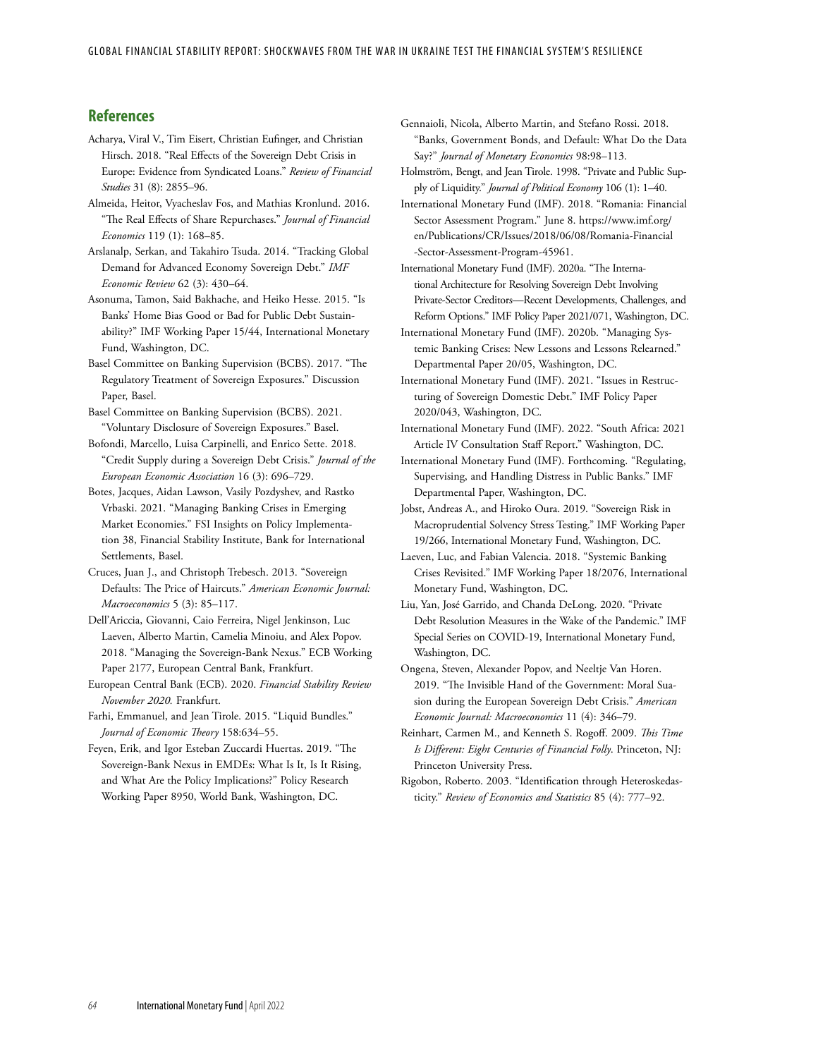## References

Acharya, Viral V., Tim Eisert, Christian Eufinger, and Christian Hirsch. 2018. "Real Effects of the Sovereign Debt Crisis in Europe: Evidence from Syndicated Loans." *Review of Financial Studies* 31 (8): 2855–96.

Almeida, Heitor, Vyacheslav Fos, and Mathias Kronlund. 2016. "The Real Effects of Share Repurchases." *Journal of Financial Economics* 119 (1): 168–85.

Arslanalp, Serkan, and Takahiro Tsuda. 2014. "Tracking Global Demand for Advanced Economy Sovereign Debt." *IMF Economic Review* 62 (3): 430–64.

Asonuma, Tamon, Said Bakhache, and Heiko Hesse. 2015. "Is Banks' Home Bias Good or Bad for Public Debt Sustainability?" IMF Working Paper 15/44, International Monetary Fund, Washington, DC.

Basel Committee on Banking Supervision (BCBS). 2017. "The Regulatory Treatment of Sovereign Exposures." Discussion Paper, Basel.

Basel Committee on Banking Supervision (BCBS). 2021. "Voluntary Disclosure of Sovereign Exposures." Basel.

Bofondi, Marcello, Luisa Carpinelli, and Enrico Sette. 2018. "Credit Supply during a Sovereign Debt Crisis." *Journal of the European Economic Association* 16 (3): 696–729.

Botes, Jacques, Aidan Lawson, Vasily Pozdyshev, and Rastko Vrbaski. 2021. "Managing Banking Crises in Emerging Market Economies." FSI Insights on Policy Implementation 38, Financial Stability Institute, Bank for International Settlements, Basel.

Cruces, Juan J., and Christoph Trebesch. 2013. "Sovereign Defaults: The Price of Haircuts." *American Economic Journal: Macroeconomics* 5 (3): 85–117.

Dell'Ariccia, Giovanni, Caio Ferreira, Nigel Jenkinson, Luc Laeven, Alberto Martin, Camelia Minoiu, and Alex Popov. 2018. "Managing the Sovereign-Bank Nexus." ECB Working Paper 2177, European Central Bank, Frankfurt.

European Central Bank (ECB). 2020. *Financial Stability Review November 2020.* Frankfurt.

Farhi, Emmanuel, and Jean Tirole. 2015. "Liquid Bundles." *Journal of Economic Theory* 158:634–55.

Feyen, Erik, and Igor Esteban Zuccardi Huertas. 2019. "The Sovereign-Bank Nexus in EMDEs: What Is It, Is It Rising, and What Are the Policy Implications?" Policy Research Working Paper 8950, World Bank, Washington, DC.

Gennaioli, Nicola, Alberto Martin, and Stefano Rossi. 2018. "Banks, Government Bonds, and Default: What Do the Data Say?" *Journal of Monetary Economics* 98:98–113.

Holmström, Bengt, and Jean Tirole. 1998. "Private and Public Supply of Liquidity." *Journal of Political Economy* 106 (1): 1–40.

International Monetary Fund (IMF). 2018. "Romania: Financial Sector Assessment Program." June 8. https://www.imf.org/en/Publications/CR/Issues/2018/06/08/Romania-Financial-Sector-Assessment-Program-45961.

International Monetary Fund (IMF). 2020a. "The International Architecture for Resolving Sovereign Debt Involving Private-Sector Creditors—Recent Developments, Challenges, and Reform Options." IMF Policy Paper 2021/071, Washington, DC.

International Monetary Fund (IMF). 2020b. "Managing Systemic Banking Crises: New Lessons and Lessons Relearned." Departmental Paper 20/05, Washington, DC.

International Monetary Fund (IMF). 2021. "Issues in Restructuring of Sovereign Domestic Debt." IMF Policy Paper 2020/043, Washington, DC.

International Monetary Fund (IMF). 2022. "South Africa: 2021 Article IV Consultation Staff Report." Washington, DC.

International Monetary Fund (IMF). Forthcoming. "Regulating, Supervising, and Handling Distress in Public Banks." IMF Departmental Paper, Washington, DC.

Jobst, Andreas A., and Hiroko Oura. 2019. "Sovereign Risk in Macroprudential Solvency Stress Testing." IMF Working Paper 19/266, International Monetary Fund, Washington, DC.

Laeven, Luc, and Fabian Valencia. 2018. "Systemic Banking Crises Revisited." IMF Working Paper 18/2076, International Monetary Fund, Washington, DC.

Liu, Yan, José Garrido, and Chanda DeLong. 2020. "Private Debt Resolution Measures in the Wake of the Pandemic." IMF Special Series on COVID-19, International Monetary Fund, Washington, DC.

Ongena, Steven, Alexander Popov, and Neeltje Van Horen. 2019. "The Invisible Hand of the Government: Moral Suasion during the European Sovereign Debt Crisis." *American Economic Journal: Macroeconomics* 11 (4): 346–79.

Reinhart, Carmen M., and Kenneth S. Rogoff. 2009. *This Time Is Different: Eight Centuries of Financial Folly*. Princeton, NJ: Princeton University Press.

Rigobon, Roberto. 2003. "Identification through Heteroskedasticity." *Review of Economics and Statistics* 85 (4): 777–92.